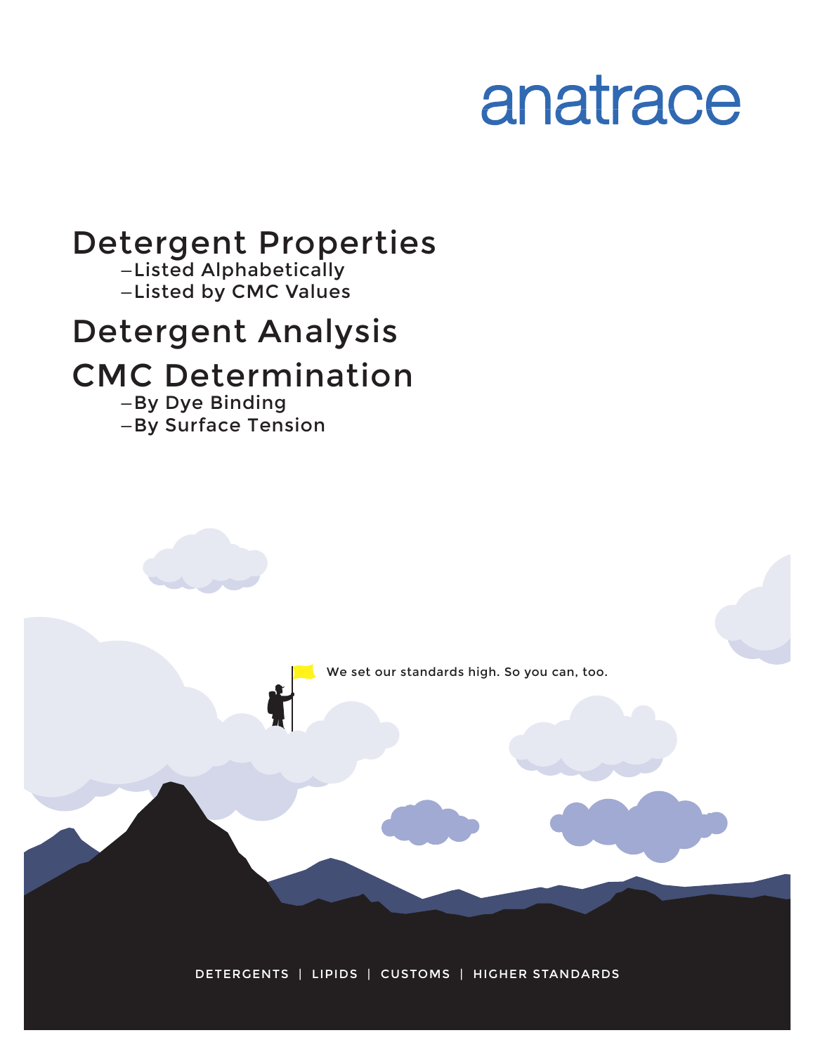anatrace

# Detergent Properties

–Listed Alphabetically

–Listed by CMC Values

# Detergent Analysis

# CMC Determination

–By Dye Binding

–By Surface Tension

We set our standards high. So you can, too.

DETERGENTS | LIPIDS | CUSTOMS | HIGHER STANDARDS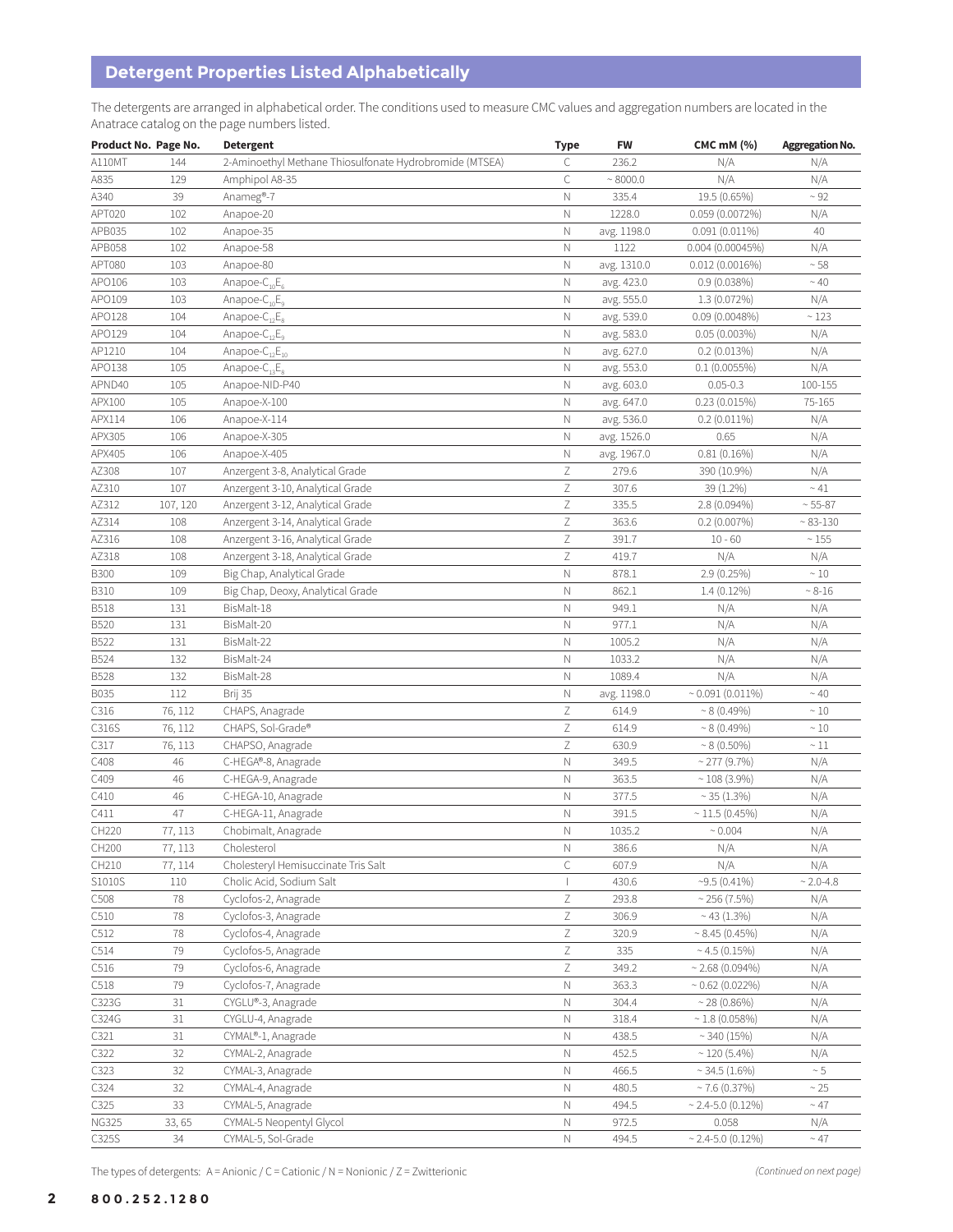## Detergent Properties Listed Alphabetically

The detergents are arranged in alphabetical order. The conditions used to measure CMC values and aggregation numbers are located in the Anatrace catalog on the page numbers listed.

| Product No. | Page No. | Detergent | Type | FW | CMC mM (%) | Aggregation No. |
|---|---|---|---|---|---|---|
| A110MT | 144 | 2-Aminoethyl Methane Thiosulfonate Hydrobromide (MTSEA) | C | 236.2 | N/A | N/A |
| A835 | 129 | Amphipol A8-35 | C | ~ 8000.0 | N/A | N/A |
| A340 | 39 | Anameg®-7 | N | 335.4 | 19.5 (0.65%) | ~ 92 |
| APT020 | 102 | Anapoe-20 | N | 1228.0 | 0.059 (0.0072%) | N/A |
| APB035 | 102 | Anapoe-35 | N | avg. 1198.0 | 0.091 (0.011%) | 40 |
| APB058 | 102 | Anapoe-58 | N | 1122 | 0.004 (0.00045%) | N/A |
| APT080 | 103 | Anapoe-80 | N | avg. 1310.0 | 0.012 (0.0016%) | ~ 58 |
| APO106 | 103 | Anapoe-$C_{10}E_6$ | N | avg. 423.0 | 0.9 (0.038%) | ~ 40 |
| APO109 | 103 | Anapoe-$C_{10}E_9$ | N | avg. 555.0 | 1.3 (0.072%) | N/A |
| APO128 | 104 | Anapoe-$C_{12}E_8$ | N | avg. 539.0 | 0.09 (0.0048%) | ~ 123 |
| APO129 | 104 | Anapoe-$C_{12}E_9$ | N | avg. 583.0 | 0.05 (0.003%) | N/A |
| AP1210 | 104 | Anapoe-$C_{12}E_{10}$ | N | avg. 627.0 | 0.2 (0.013%) | N/A |
| APO138 | 105 | Anapoe-$C_{13}E_8$ | N | avg. 553.0 | 0.1 (0.0055%) | N/A |
| APND40 | 105 | Anapoe-NID-P40 | N | avg. 603.0 | 0.05-0.3 | 100-155 |
| APX100 | 105 | Anapoe-X-100 | N | avg. 647.0 | 0.23 (0.015%) | 75-165 |
| APX114 | 106 | Anapoe-X-114 | N | avg. 536.0 | 0.2 (0.011%) | N/A |
| APX305 | 106 | Anapoe-X-305 | N | avg. 1526.0 | 0.65 | N/A |
| APX405 | 106 | Anapoe-X-405 | N | avg. 1967.0 | 0.81 (0.16%) | N/A |
| AZ308 | 107 | Anzergent 3-8, Analytical Grade | Z | 279.6 | 390 (10.9%) | N/A |
| AZ310 | 107 | Anzergent 3-10, Analytical Grade | Z | 307.6 | 39 (1.2%) | ~ 41 |
| AZ312 | 107, 120 | Anzergent 3-12, Analytical Grade | Z | 335.5 | 2.8 (0.094%) | ~ 55-87 |
| AZ314 | 108 | Anzergent 3-14, Analytical Grade | Z | 363.6 | 0.2 (0.007%) | ~ 83-130 |
| AZ316 | 108 | Anzergent 3-16, Analytical Grade | Z | 391.7 | 10 - 60 | ~ 155 |
| AZ318 | 108 | Anzergent 3-18, Analytical Grade | Z | 419.7 | N/A | N/A |
| B300 | 109 | Big Chap, Analytical Grade | N | 878.1 | 2.9 (0.25%) | ~ 10 |
| B310 | 109 | Big Chap, Deoxy, Analytical Grade | N | 862.1 | 1.4 (0.12%) | ~ 8-16 |
| B518 | 131 | BisMalt-18 | N | 949.1 | N/A | N/A |
| B520 | 131 | BisMalt-20 | N | 977.1 | N/A | N/A |
| B522 | 131 | BisMalt-22 | N | 1005.2 | N/A | N/A |
| B524 | 132 | BisMalt-24 | N | 1033.2 | N/A | N/A |
| B528 | 132 | BisMalt-28 | N | 1089.4 | N/A | N/A |
| B035 | 112 | Brij 35 | N | avg. 1198.0 | ~ 0.091 (0.011%) | ~ 40 |
| C316 | 76, 112 | CHAPS, Anagrade | Z | 614.9 | ~ 8 (0.49%) | ~ 10 |
| C316S | 76, 112 | CHAPS, Sol-Grade® | Z | 614.9 | ~ 8 (0.49%) | ~ 10 |
| C317 | 76, 113 | CHAPSO, Anagrade | Z | 630.9 | ~ 8 (0.50%) | ~ 11 |
| C408 | 46 | C-HEGA®-8, Anagrade | N | 349.5 | ~ 277 (9.7%) | N/A |
| C409 | 46 | C-HEGA-9, Anagrade | N | 363.5 | ~ 108 (3.9%) | N/A |
| C410 | 46 | C-HEGA-10, Anagrade | N | 377.5 | ~ 35 (1.3%) | N/A |
| C411 | 47 | C-HEGA-11, Anagrade | N | 391.5 | ~ 11.5 (0.45%) | N/A |
| CH220 | 77, 113 | Chobimalt, Anagrade | N | 1035.2 | ~ 0.004 | N/A |
| CH200 | 77, 113 | Cholesterol | N | 386.6 | N/A | N/A |
| CH210 | 77, 114 | Cholesteryl Hemisuccinate Tris Salt | C | 607.9 | N/A | N/A |
| S1010S | 110 | Cholic Acid, Sodium Salt | I | 430.6 | ~9.5 (0.41%) | ~ 2.0-4.8 |
| C508 | 78 | Cyclofos-2, Anagrade | Z | 293.8 | ~ 256 (7.5%) | N/A |
| C510 | 78 | Cyclofos-3, Anagrade | Z | 306.9 | ~ 43 (1.3%) | N/A |
| C512 | 78 | Cyclofos-4, Anagrade | Z | 320.9 | ~ 8.45 (0.45%) | N/A |
| C514 | 79 | Cyclofos-5, Anagrade | Z | 335 | ~ 4.5 (0.15%) | N/A |
| C516 | 79 | Cyclofos-6, Anagrade | Z | 349.2 | ~ 2.68 (0.094%) | N/A |
| C518 | 79 | Cyclofos-7, Anagrade | N | 363.3 | ~ 0.62 (0.022%) | N/A |
| C323G | 31 | CYGLU®-3, Anagrade | N | 304.4 | ~ 28 (0.86%) | N/A |
| C324G | 31 | CYGLU-4, Anagrade | N | 318.4 | ~ 1.8 (0.058%) | N/A |
| C321 | 31 | CYMAL®-1, Anagrade | N | 438.5 | ~ 340 (15%) | N/A |
| C322 | 32 | CYMAL-2, Anagrade | N | 452.5 | ~ 120 (5.4%) | N/A |
| C323 | 32 | CYMAL-3, Anagrade | N | 466.5 | ~ 34.5 (1.6%) | ~ 5 |
| C324 | 32 | CYMAL-4, Anagrade | N | 480.5 | ~ 7.6 (0.37%) | ~ 25 |
| C325 | 33 | CYMAL-5, Anagrade | N | 494.5 | ~ 2.4-5.0 (0.12%) | ~ 47 |
| NG325 | 33, 65 | CYMAL-5 Neopentyl Glycol | N | 972.5 | 0.058 | N/A |
| C325S | 34 | CYMAL-5, Sol-Grade | N | 494.5 | ~ 2.4-5.0 (0.12%) | ~ 47 |

The types of detergents: A = Anionic / C = Cationic / N = Nonionic / Z = Zwitterionic

*(Continued on next page)*

**800.252.1280**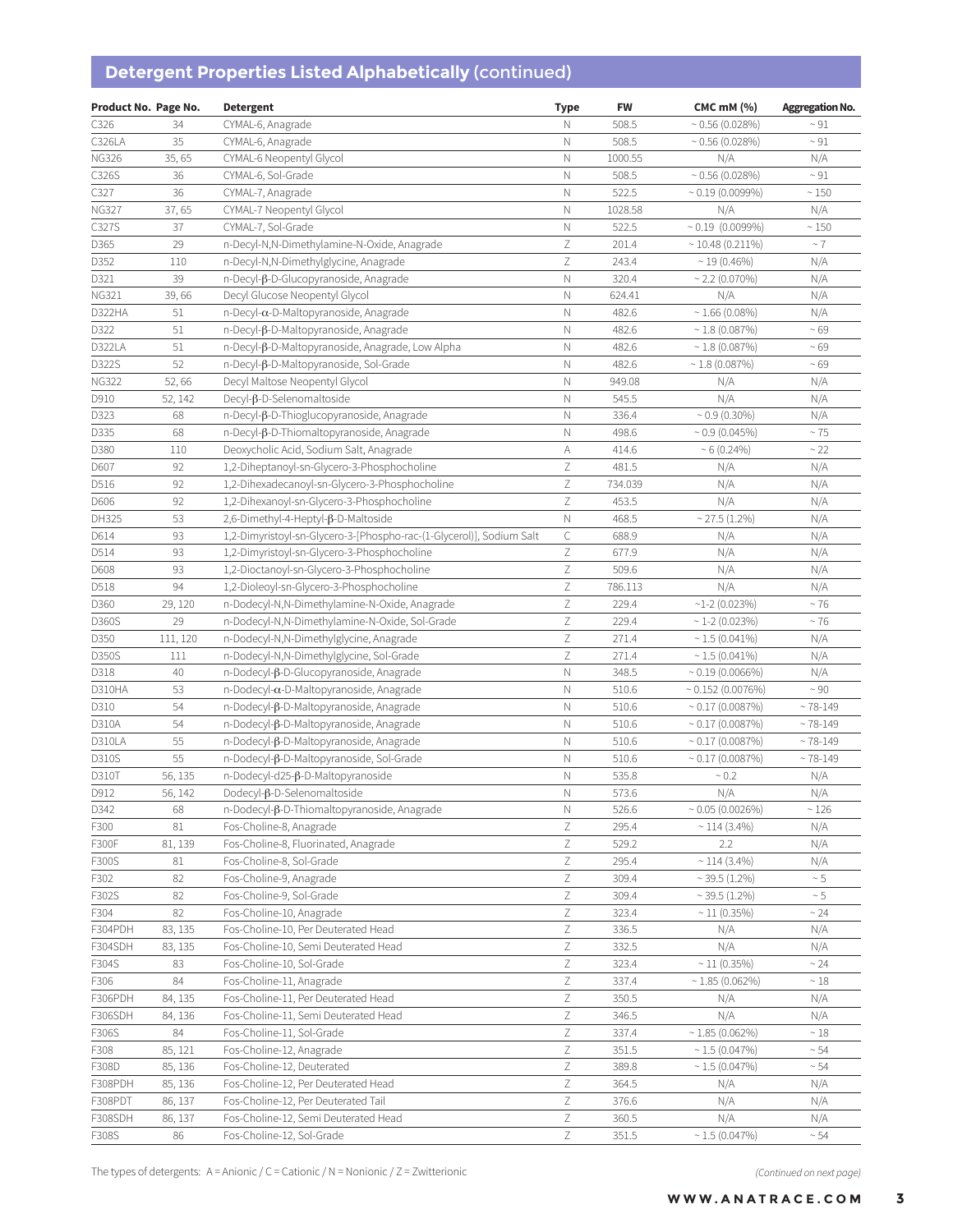## **Detergent Properties Listed Alphabetically** (continued)

| Product No. | Page No. | Detergent | Type | FW | CMC mM (%) | Aggregation No. |
|---|---|---|---|---|---|---|
| C326 | 34 | CYMAL-6, Anagrade | N | 508.5 | ~ 0.56 (0.028%) | ~ 91 |
| C326LA | 35 | CYMAL-6, Anagrade | N | 508.5 | ~ 0.56 (0.028%) | ~ 91 |
| NG326 | 35, 65 | CYMAL-6 Neopentyl Glycol | N | 1000.55 | N/A | N/A |
| C326S | 36 | CYMAL-6, Sol-Grade | N | 508.5 | ~ 0.56 (0.028%) | ~ 91 |
| C327 | 36 | CYMAL-7, Anagrade | N | 522.5 | ~ 0.19 (0.0099%) | ~ 150 |
| NG327 | 37, 65 | CYMAL-7 Neopentyl Glycol | N | 1028.58 | N/A | N/A |
| C327S | 37 | CYMAL-7, Sol-Grade | N | 522.5 | ~ 0.19 (0.0099%) | ~ 150 |
| D365 | 29 | n-Decyl-N,N-Dimethylamine-N-Oxide, Anagrade | Z | 201.4 | ~ 10.48 (0.211%) | ~ 7 |
| D352 | 110 | n-Decyl-N,N-Dimethylglycine, Anagrade | Z | 243.4 | ~ 19 (0.46%) | N/A |
| D321 | 39 | n-Decyl-β-D-Glucopyranoside, Anagrade | N | 320.4 | ~ 2.2 (0.070%) | N/A |
| NG321 | 39, 66 | Decyl Glucose Neopentyl Glycol | N | 624.41 | N/A | N/A |
| D322HA | 51 | n-Decyl-α-D-Maltopyranoside, Anagrade | N | 482.6 | ~ 1.66 (0.08%) | N/A |
| D322 | 51 | n-Decyl-β-D-Maltopyranoside, Anagrade | N | 482.6 | ~ 1.8 (0.087%) | ~ 69 |
| D322LA | 51 | n-Decyl-β-D-Maltopyranoside, Anagrade, Low Alpha | N | 482.6 | ~ 1.8 (0.087%) | ~ 69 |
| D322S | 52 | n-Decyl-β-D-Maltopyranoside, Sol-Grade | N | 482.6 | ~ 1.8 (0.087%) | ~ 69 |
| NG322 | 52, 66 | Decyl Maltose Neopentyl Glycol | N | 949.08 | N/A | N/A |
| D910 | 52, 142 | Decyl-β-D-Selenomaltoside | N | 545.5 | N/A | N/A |
| D323 | 68 | n-Decyl-β-D-Thioglucopyranoside, Anagrade | N | 336.4 | ~ 0.9 (0.30%) | N/A |
| D335 | 68 | n-Decyl-β-D-Thiomaltopyranoside, Anagrade | N | 498.6 | ~ 0.9 (0.045%) | ~ 75 |
| D380 | 110 | Deoxycholic Acid, Sodium Salt, Anagrade | A | 414.6 | ~ 6 (0.24%) | ~ 22 |
| D607 | 92 | 1,2-Diheptanoyl-sn-Glycero-3-Phosphocholine | Z | 481.5 | N/A | N/A |
| D516 | 92 | 1,2-Dihexadecanoyl-sn-Glycero-3-Phosphocholine | Z | 734.039 | N/A | N/A |
| D606 | 92 | 1,2-Dihexanoyl-sn-Glycero-3-Phosphocholine | Z | 453.5 | N/A | N/A |
| DH325 | 53 | 2,6-Dimethyl-4-Heptyl-β-D-Maltoside | N | 468.5 | ~ 27.5 (1.2%) | N/A |
| D614 | 93 | 1,2-Dimyristoyl-sn-Glycero-3-[Phospho-rac-(1-Glycerol)], Sodium Salt | C | 688.9 | N/A | N/A |
| D514 | 93 | 1,2-Dimyristoyl-sn-Glycero-3-Phosphocholine | Z | 677.9 | N/A | N/A |
| D608 | 93 | 1,2-Dioctanoyl-sn-Glycero-3-Phosphocholine | Z | 509.6 | N/A | N/A |
| D518 | 94 | 1,2-Dioleoyl-sn-Glycero-3-Phosphocholine | Z | 786.113 | N/A | N/A |
| D360 | 29, 120 | n-Dodecyl-N,N-Dimethylamine-N-Oxide, Anagrade | Z | 229.4 | ~1-2 (0.023%) | ~ 76 |
| D360S | 29 | n-Dodecyl-N,N-Dimethylamine-N-Oxide, Sol-Grade | Z | 229.4 | ~ 1-2 (0.023%) | ~ 76 |
| D350 | 111, 120 | n-Dodecyl-N,N-Dimethylglycine, Anagrade | Z | 271.4 | ~ 1.5 (0.041%) | N/A |
| D350S | 111 | n-Dodecyl-N,N-Dimethylglycine, Sol-Grade | Z | 271.4 | ~ 1.5 (0.041%) | N/A |
| D318 | 40 | n-Dodecyl-β-D-Glucopyranoside, Anagrade | N | 348.5 | ~ 0.19 (0.0066%) | N/A |
| D310HA | 53 | n-Dodecyl-α-D-Maltopyranoside, Anagrade | N | 510.6 | ~ 0.152 (0.0076%) | ~ 90 |
| D310 | 54 | n-Dodecyl-β-D-Maltopyranoside, Anagrade | N | 510.6 | ~ 0.17 (0.0087%) | ~ 78-149 |
| D310A | 54 | n-Dodecyl-β-D-Maltopyranoside, Anagrade | N | 510.6 | ~ 0.17 (0.0087%) | ~ 78-149 |
| D310LA | 55 | n-Dodecyl-β-D-Maltopyranoside, Anagrade | N | 510.6 | ~ 0.17 (0.0087%) | ~ 78-149 |
| D310S | 55 | n-Dodecyl-β-D-Maltopyranoside, Sol-Grade | N | 510.6 | ~ 0.17 (0.0087%) | ~ 78-149 |
| D310T | 56, 135 | n-Dodecyl-d25-β-D-Maltopyranoside | N | 535.8 | ~ 0.2 | N/A |
| D912 | 56, 142 | Dodecyl-β-D-Selenomaltoside | N | 573.6 | N/A | N/A |
| D342 | 68 | n-Dodecyl-β-D-Thiomaltopyranoside, Anagrade | N | 526.6 | ~ 0.05 (0.0026%) | ~ 126 |
| F300 | 81 | Fos-Choline-8, Anagrade | Z | 295.4 | ~ 114 (3.4%) | N/A |
| F300F | 81, 139 | Fos-Choline-8, Fluorinated, Anagrade | Z | 529.2 | 2.2 | N/A |
| F300S | 81 | Fos-Choline-8, Sol-Grade | Z | 295.4 | ~ 114 (3.4%) | N/A |
| F302 | 82 | Fos-Choline-9, Anagrade | Z | 309.4 | ~ 39.5 (1.2%) | ~ 5 |
| F302S | 82 | Fos-Choline-9, Sol-Grade | Z | 309.4 | ~ 39.5 (1.2%) | ~ 5 |
| F304 | 82 | Fos-Choline-10, Anagrade | Z | 323.4 | ~ 11 (0.35%) | ~ 24 |
| F304PDH | 83, 135 | Fos-Choline-10, Per Deuterated Head | Z | 336.5 | N/A | N/A |
| F304SDH | 83, 135 | Fos-Choline-10, Semi Deuterated Head | Z | 332.5 | N/A | N/A |
| F304S | 83 | Fos-Choline-10, Sol-Grade | Z | 323.4 | ~ 11 (0.35%) | ~ 24 |
| F306 | 84 | Fos-Choline-11, Anagrade | Z | 337.4 | ~ 1.85 (0.062%) | ~ 18 |
| F306PDH | 84, 135 | Fos-Choline-11, Per Deuterated Head | Z | 350.5 | N/A | N/A |
| F306SDH | 84, 136 | Fos-Choline-11, Semi Deuterated Head | Z | 346.5 | N/A | N/A |
| F306S | 84 | Fos-Choline-11, Sol-Grade | Z | 337.4 | ~ 1.85 (0.062%) | ~ 18 |
| F308 | 85, 121 | Fos-Choline-12, Anagrade | Z | 351.5 | ~ 1.5 (0.047%) | ~ 54 |
| F308D | 85, 136 | Fos-Choline-12, Deuterated | Z | 389.8 | ~ 1.5 (0.047%) | ~ 54 |
| F308PDH | 85, 136 | Fos-Choline-12, Per Deuterated Head | Z | 364.5 | N/A | N/A |
| F308PDT | 86, 137 | Fos-Choline-12, Per Deuterated Tail | Z | 376.6 | N/A | N/A |
| F308SDH | 86, 137 | Fos-Choline-12, Semi Deuterated Head | Z | 360.5 | N/A | N/A |
| F308S | 86 | Fos-Choline-12, Sol-Grade | Z | 351.5 | ~ 1.5 (0.047%) | ~ 54 |

The types of detergents: A = Anionic / C = Cationic / N = Nonionic / Z = Zwitterionic

*(Continued on next page)*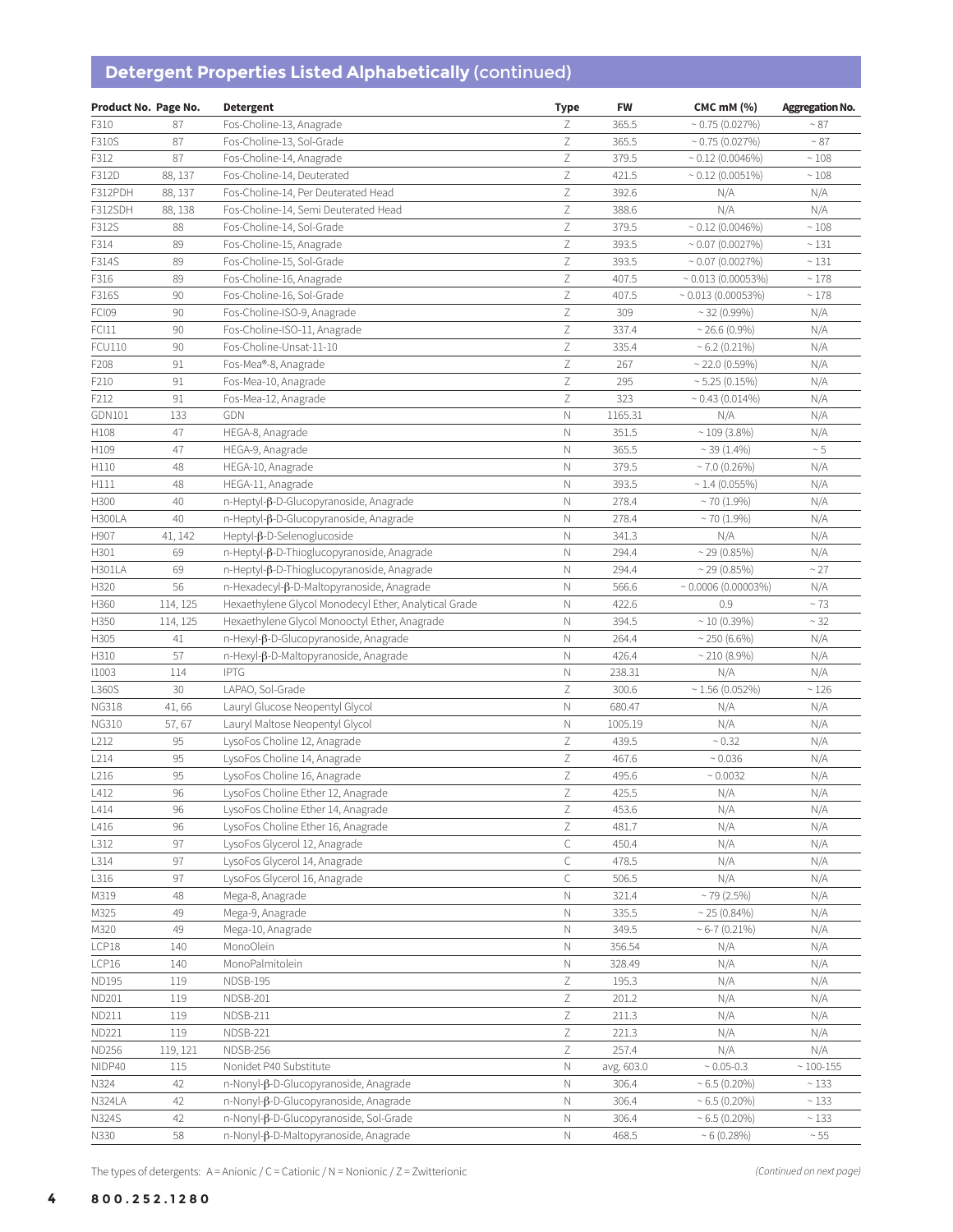## Detergent Properties Listed Alphabetically (continued)

| Product No. | Page No. | Detergent | Type | FW | CMC mM (%) | Aggregation No. |
|---|---|---|---|---|---|---|
| F310 | 87 | Fos-Choline-13, Anagrade | Z | 365.5 | ~ 0.75 (0.027%) | ~ 87 |
| F310S | 87 | Fos-Choline-13, Sol-Grade | Z | 365.5 | ~ 0.75 (0.027%) | ~ 87 |
| F312 | 87 | Fos-Choline-14, Anagrade | Z | 379.5 | ~ 0.12 (0.0046%) | ~ 108 |
| F312D | 88, 137 | Fos-Choline-14, Deuterated | Z | 421.5 | ~ 0.12 (0.0051%) | ~ 108 |
| F312PDH | 88, 137 | Fos-Choline-14, Per Deuterated Head | Z | 392.6 | N/A | N/A |
| F312SDH | 88, 138 | Fos-Choline-14, Semi Deuterated Head | Z | 388.6 | N/A | N/A |
| F312S | 88 | Fos-Choline-14, Sol-Grade | Z | 379.5 | ~ 0.12 (0.0046%) | ~ 108 |
| F314 | 89 | Fos-Choline-15, Anagrade | Z | 393.5 | ~ 0.07 (0.0027%) | ~ 131 |
| F314S | 89 | Fos-Choline-15, Sol-Grade | Z | 393.5 | ~ 0.07 (0.0027%) | ~ 131 |
| F316 | 89 | Fos-Choline-16, Anagrade | Z | 407.5 | ~ 0.013 (0.00053%) | ~ 178 |
| F316S | 90 | Fos-Choline-16, Sol-Grade | Z | 407.5 | ~ 0.013 (0.00053%) | ~ 178 |
| FCI09 | 90 | Fos-Choline-ISO-9, Anagrade | Z | 309 | ~ 32 (0.99%) | N/A |
| FCI11 | 90 | Fos-Choline-ISO-11, Anagrade | Z | 337.4 | ~ 26.6 (0.9%) | N/A |
| FCU110 | 90 | Fos-Choline-Unsat-11-10 | Z | 335.4 | ~ 6.2 (0.21%) | N/A |
| F208 | 91 | Fos-Mea®-8, Anagrade | Z | 267 | ~ 22.0 (0.59%) | N/A |
| F210 | 91 | Fos-Mea-10, Anagrade | Z | 295 | ~ 5.25 (0.15%) | N/A |
| F212 | 91 | Fos-Mea-12, Anagrade | Z | 323 | ~ 0.43 (0.014%) | N/A |
| GDN101 | 133 | GDN | N | 1165.31 | N/A | N/A |
| H108 | 47 | HEGA-8, Anagrade | N | 351.5 | ~ 109 (3.8%) | N/A |
| H109 | 47 | HEGA-9, Anagrade | N | 365.5 | ~ 39 (1.4%) | ~ 5 |
| H110 | 48 | HEGA-10, Anagrade | N | 379.5 | ~ 7.0 (0.26%) | N/A |
| H111 | 48 | HEGA-11, Anagrade | N | 393.5 | ~ 1.4 (0.055%) | N/A |
| H300 | 40 | n-Heptyl-β-D-Glucopyranoside, Anagrade | N | 278.4 | ~ 70 (1.9%) | N/A |
| H300LA | 40 | n-Heptyl-β-D-Glucopyranoside, Anagrade | N | 278.4 | ~ 70 (1.9%) | N/A |
| H907 | 41, 142 | Heptyl-β-D-Selenoglucoside | N | 341.3 | N/A | N/A |
| H301 | 69 | n-Heptyl-β-D-Thioglucopyranoside, Anagrade | N | 294.4 | ~ 29 (0.85%) | N/A |
| H301LA | 69 | n-Heptyl-β-D-Thioglucopyranoside, Anagrade | N | 294.4 | ~ 29 (0.85%) | ~ 27 |
| H320 | 56 | n-Hexadecyl-β-D-Maltopyranoside, Anagrade | N | 566.6 | ~ 0.0006 (0.00003%) | N/A |
| H360 | 114, 125 | Hexaethylene Glycol Monodecyl Ether, Analytical Grade | N | 422.6 | 0.9 | ~ 73 |
| H350 | 114, 125 | Hexaethylene Glycol Monooctyl Ether, Anagrade | N | 394.5 | ~ 10 (0.39%) | ~ 32 |
| H305 | 41 | n-Hexyl-β-D-Glucopyranoside, Anagrade | N | 264.4 | ~ 250 (6.6%) | N/A |
| H310 | 57 | n-Hexyl-β-D-Maltopyranoside, Anagrade | N | 426.4 | ~ 210 (8.9%) | N/A |
| I1003 | 114 | IPTG | N | 238.31 | N/A | N/A |
| L360S | 30 | LAPAO, Sol-Grade | Z | 300.6 | ~ 1.56 (0.052%) | ~ 126 |
| NG318 | 41, 66 | Lauryl Glucose Neopentyl Glycol | N | 680.47 | N/A | N/A |
| NG310 | 57, 67 | Lauryl Maltose Neopentyl Glycol | N | 1005.19 | N/A | N/A |
| L212 | 95 | LysoFos Choline 12, Anagrade | Z | 439.5 | ~ 0.32 | N/A |
| L214 | 95 | LysoFos Choline 14, Anagrade | Z | 467.6 | ~ 0.036 | N/A |
| L216 | 95 | LysoFos Choline 16, Anagrade | Z | 495.6 | ~ 0.0032 | N/A |
| L412 | 96 | LysoFos Choline Ether 12, Anagrade | Z | 425.5 | N/A | N/A |
| L414 | 96 | LysoFos Choline Ether 14, Anagrade | Z | 453.6 | N/A | N/A |
| L416 | 96 | LysoFos Choline Ether 16, Anagrade | Z | 481.7 | N/A | N/A |
| L312 | 97 | LysoFos Glycerol 12, Anagrade | C | 450.4 | N/A | N/A |
| L314 | 97 | LysoFos Glycerol 14, Anagrade | C | 478.5 | N/A | N/A |
| L316 | 97 | LysoFos Glycerol 16, Anagrade | C | 506.5 | N/A | N/A |
| M319 | 48 | Mega-8, Anagrade | N | 321.4 | ~ 79 (2.5%) | N/A |
| M325 | 49 | Mega-9, Anagrade | N | 335.5 | ~ 25 (0.84%) | N/A |
| M320 | 49 | Mega-10, Anagrade | N | 349.5 | ~ 6-7 (0.21%) | N/A |
| LCP18 | 140 | MonoOlein | N | 356.54 | N/A | N/A |
| LCP16 | 140 | MonoPalmitolein | N | 328.49 | N/A | N/A |
| ND195 | 119 | NDSB-195 | Z | 195.3 | N/A | N/A |
| ND201 | 119 | NDSB-201 | Z | 201.2 | N/A | N/A |
| ND211 | 119 | NDSB-211 | Z | 211.3 | N/A | N/A |
| ND221 | 119 | NDSB-221 | Z | 221.3 | N/A | N/A |
| ND256 | 119, 121 | NDSB-256 | Z | 257.4 | N/A | N/A |
| NIDP40 | 115 | Nonidet P40 Substitute | N | avg. 603.0 | ~ 0.05-0.3 | ~ 100-155 |
| N324 | 42 | n-Nonyl-β-D-Glucopyranoside, Anagrade | N | 306.4 | ~ 6.5 (0.20%) | ~ 133 |
| N324LA | 42 | n-Nonyl-β-D-Glucopyranoside, Anagrade | N | 306.4 | ~ 6.5 (0.20%) | ~ 133 |
| N324S | 42 | n-Nonyl-β-D-Glucopyranoside, Sol-Grade | N | 306.4 | ~ 6.5 (0.20%) | ~ 133 |
| N330 | 58 | n-Nonyl-β-D-Maltopyranoside, Anagrade | N | 468.5 | ~ 6 (0.28%) | ~ 55 |

The types of detergents: A = Anionic / C = Cationic / N = Nonionic / Z = Zwitterionic

*(Continued on next page)*

**800.252.1280**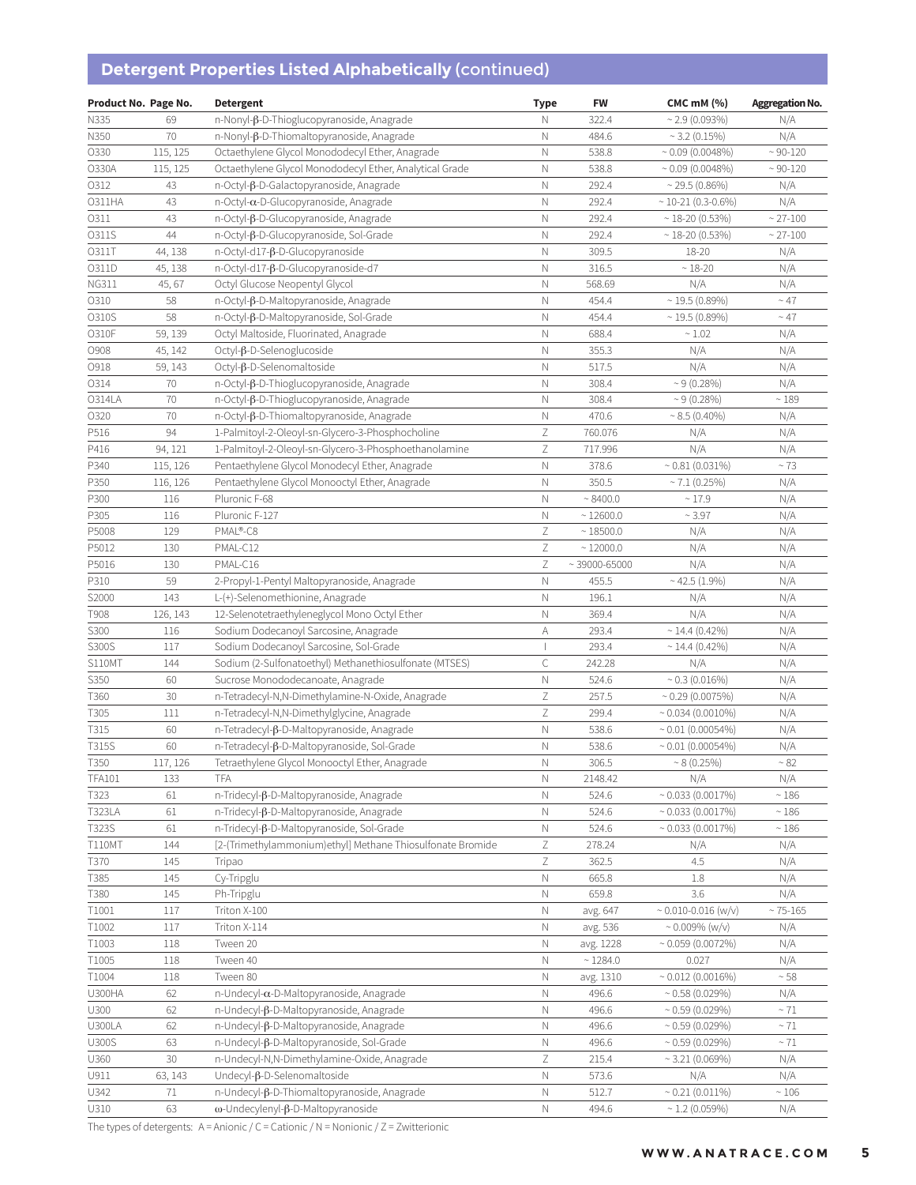## Detergent Properties Listed Alphabetically (continued)

| Product No. | Page No. | Detergent | Type | FW | CMC mM (%) | Aggregation No. |
|---|---|---|---|---|---|---|
| N335 | 69 | n-Nonyl-β-D-Thioglucopyranoside, Anagrade | N | 322.4 | ~ 2.9 (0.093%) | N/A |
| N350 | 70 | n-Nonyl-β-D-Thiomaltopyranoside, Anagrade | N | 484.6 | ~ 3.2 (0.15%) | N/A |
| O330 | 115, 125 | Octaethylene Glycol Monododecyl Ether, Anagrade | N | 538.8 | ~ 0.09 (0.0048%) | ~ 90-120 |
| O330A | 115, 125 | Octaethylene Glycol Monododecyl Ether, Analytical Grade | N | 538.8 | ~ 0.09 (0.0048%) | ~ 90-120 |
| O312 | 43 | n-Octyl-β-D-Galactopyranoside, Anagrade | N | 292.4 | ~ 29.5 (0.86%) | N/A |
| O311HA | 43 | n-Octyl-α-D-Glucopyranoside, Anagrade | N | 292.4 | ~ 10-21 (0.3-0.6%) | N/A |
| O311 | 43 | n-Octyl-β-D-Glucopyranoside, Anagrade | N | 292.4 | ~ 18-20 (0.53%) | ~ 27-100 |
| O311S | 44 | n-Octyl-β-D-Glucopyranoside, Sol-Grade | N | 292.4 | ~ 18-20 (0.53%) | ~ 27-100 |
| O311T | 44, 138 | n-Octyl-d17-β-D-Glucopyranoside | N | 309.5 | 18-20 | N/A |
| O311D | 45, 138 | n-Octyl-d17-β-D-Glucopyranoside-d7 | N | 316.5 | ~ 18-20 | N/A |
| NG311 | 45, 67 | Octyl Glucose Neopentyl Glycol | N | 568.69 | N/A | N/A |
| O310 | 58 | n-Octyl-β-D-Maltopyranoside, Anagrade | N | 454.4 | ~ 19.5 (0.89%) | ~ 47 |
| O310S | 58 | n-Octyl-β-D-Maltopyranoside, Sol-Grade | N | 454.4 | ~ 19.5 (0.89%) | ~ 47 |
| O310F | 59, 139 | Octyl Maltoside, Fluorinated, Anagrade | N | 688.4 | ~ 1.02 | N/A |
| O908 | 45, 142 | Octyl-β-D-Selenoglucoside | N | 355.3 | N/A | N/A |
| O918 | 59, 143 | Octyl-β-D-Selenomaltoside | N | 517.5 | N/A | N/A |
| O314 | 70 | n-Octyl-β-D-Thioglucopyranoside, Anagrade | N | 308.4 | ~ 9 (0.28%) | N/A |
| O314LA | 70 | n-Octyl-β-D-Thioglucopyranoside, Anagrade | N | 308.4 | ~ 9 (0.28%) | ~ 189 |
| O320 | 70 | n-Octyl-β-D-Thiomaltopyranoside, Anagrade | N | 470.6 | ~ 8.5 (0.40%) | N/A |
| P516 | 94 | 1-Palmitoyl-2-Oleoyl-sn-Glycero-3-Phosphocholine | Z | 760.076 | N/A | N/A |
| P416 | 94, 121 | 1-Palmitoyl-2-Oleoyl-sn-Glycero-3-Phosphoethanolamine | Z | 717.996 | N/A | N/A |
| P340 | 115, 126 | Pentaethylene Glycol Monodecyl Ether, Anagrade | N | 378.6 | ~ 0.81 (0.031%) | ~ 73 |
| P350 | 116, 126 | Pentaethylene Glycol Monooctyl Ether, Anagrade | N | 350.5 | ~ 7.1 (0.25%) | N/A |
| P300 | 116 | Pluronic F-68 | N | ~ 8400.0 | ~ 17.9 | N/A |
| P305 | 116 | Pluronic F-127 | N | ~ 12600.0 | ~ 3.97 | N/A |
| P5008 | 129 | PMAL®-C8 | Z | ~ 18500.0 | N/A | N/A |
| P5012 | 130 | PMAL-C12 | Z | ~ 12000.0 | N/A | N/A |
| P5016 | 130 | PMAL-C16 | Z | ~ 39000-65000 | N/A | N/A |
| P310 | 59 | 2-Propyl-1-Pentyl Maltopyranoside, Anagrade | N | 455.5 | ~ 42.5 (1.9%) | N/A |
| S2000 | 143 | L-(+)-Selenomethionine, Anagrade | N | 196.1 | N/A | N/A |
| T908 | 126, 143 | 12-Selenotetraethyleneglycol Mono Octyl Ether | N | 369.4 | N/A | N/A |
| S300 | 116 | Sodium Dodecanoyl Sarcosine, Anagrade | A | 293.4 | ~ 14.4 (0.42%) | N/A |
| S300S | 117 | Sodium Dodecanoyl Sarcosine, Sol-Grade | I | 293.4 | ~ 14.4 (0.42%) | N/A |
| S110MT | 144 | Sodium (2-Sulfonatoethyl) Methanethiosulfonate (MTSES) | C | 242.28 | N/A | N/A |
| S350 | 60 | Sucrose Monododecanoate, Anagrade | N | 524.6 | ~ 0.3 (0.016%) | N/A |
| T360 | 30 | n-Tetradecyl-N,N-Dimethylamine-N-Oxide, Anagrade | Z | 257.5 | ~ 0.29 (0.0075%) | N/A |
| T305 | 111 | n-Tetradecyl-N,N-Dimethylglycine, Anagrade | Z | 299.4 | ~ 0.034 (0.0010%) | N/A |
| T315 | 60 | n-Tetradecyl-β-D-Maltopyranoside, Anagrade | N | 538.6 | ~ 0.01 (0.00054%) | N/A |
| T315S | 60 | n-Tetradecyl-β-D-Maltopyranoside, Sol-Grade | N | 538.6 | ~ 0.01 (0.00054%) | N/A |
| T350 | 117, 126 | Tetraethylene Glycol Monooctyl Ether, Anagrade | N | 306.5 | ~ 8 (0.25%) | ~ 82 |
| TFA101 | 133 | TFA | N | 2148.42 | N/A | N/A |
| T323 | 61 | n-Tridecyl-β-D-Maltopyranoside, Anagrade | N | 524.6 | ~ 0.033 (0.0017%) | ~ 186 |
| T323LA | 61 | n-Tridecyl-β-D-Maltopyranoside, Anagrade | N | 524.6 | ~ 0.033 (0.0017%) | ~ 186 |
| T323S | 61 | n-Tridecyl-β-D-Maltopyranoside, Sol-Grade | N | 524.6 | ~ 0.033 (0.0017%) | ~ 186 |
| T110MT | 144 | [2-(Trimethylammonium)ethyl] Methane Thiosulfonate Bromide | Z | 278.24 | N/A | N/A |
| T370 | 145 | Tripao | Z | 362.5 | 4.5 | N/A |
| T385 | 145 | Cy-Tripglu | N | 665.8 | 1.8 | N/A |
| T380 | 145 | Ph-Tripglu | N | 659.8 | 3.6 | N/A |
| T1001 | 117 | Triton X-100 | N | avg. 647 | ~ 0.010-0.016 (w/v) | ~ 75-165 |
| T1002 | 117 | Triton X-114 | N | avg. 536 | ~ 0.009% (w/v) | N/A |
| T1003 | 118 | Tween 20 | N | avg. 1228 | ~ 0.059 (0.0072%) | N/A |
| T1005 | 118 | Tween 40 | N | ~ 1284.0 | 0.027 | N/A |
| T1004 | 118 | Tween 80 | N | avg. 1310 | ~ 0.012 (0.0016%) | ~ 58 |
| U300HA | 62 | n-Undecyl-α-D-Maltopyranoside, Anagrade | N | 496.6 | ~ 0.58 (0.029%) | N/A |
| U300 | 62 | n-Undecyl-β-D-Maltopyranoside, Anagrade | N | 496.6 | ~ 0.59 (0.029%) | ~ 71 |
| U300LA | 62 | n-Undecyl-β-D-Maltopyranoside, Anagrade | N | 496.6 | ~ 0.59 (0.029%) | ~ 71 |
| U300S | 63 | n-Undecyl-β-D-Maltopyranoside, Sol-Grade | N | 496.6 | ~ 0.59 (0.029%) | ~ 71 |
| U360 | 30 | n-Undecyl-N,N-Dimethylamine-Oxide, Anagrade | Z | 215.4 | ~ 3.21 (0.069%) | N/A |
| U911 | 63, 143 | Undecyl-β-D-Selenomaltoside | N | 573.6 | N/A | N/A |
| U342 | 71 | n-Undecyl-β-D-Thiomaltopyranoside, Anagrade | N | 512.7 | ~ 0.21 (0.011%) | ~ 106 |
| U310 | 63 | ω-Undecylenyl-β-D-Maltopyranoside | N | 494.6 | ~ 1.2 (0.059%) | N/A |

The types of detergents: A = Anionic / C = Cationic / N = Nonionic / Z = Zwitterionic

**WWW.ANATRACE.COM**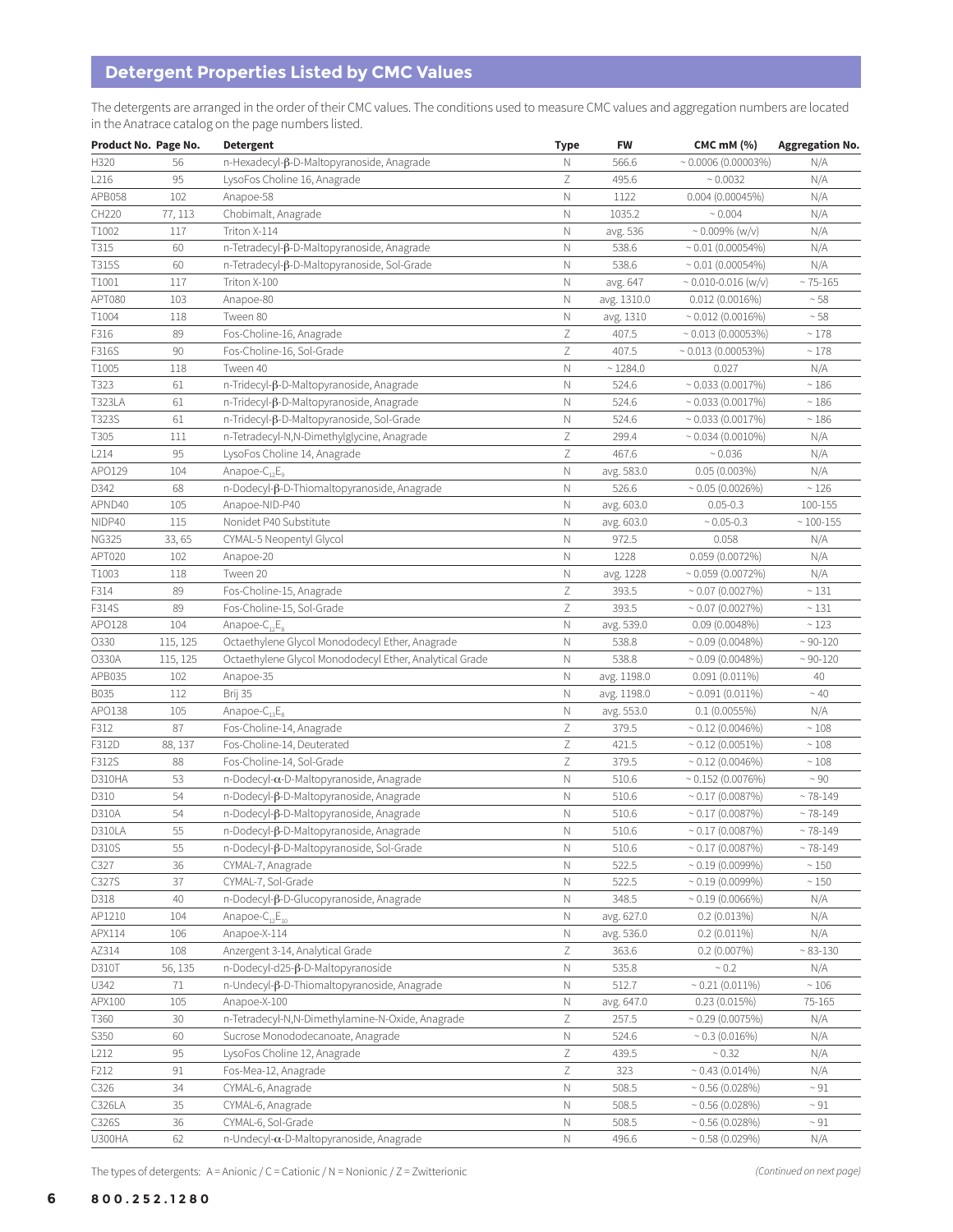## Detergent Properties Listed by CMC Values

The detergents are arranged in the order of their CMC values. The conditions used to measure CMC values and aggregation numbers are located in the Anatrace catalog on the page numbers listed.

| Product No. | Page No. | Detergent | Type | FW | CMC mM (%) | Aggregation No. |
|---|---|---|---|---|---|---|
| H320 | 56 | n-Hexadecyl-β-D-Maltopyranoside, Anagrade | N | 566.6 | ~ 0.0006 (0.00003%) | N/A |
| L216 | 95 | LysoFos Choline 16, Anagrade | Z | 495.6 | ~ 0.0032 | N/A |
| APB058 | 102 | Anapoe-58 | N | 1122 | 0.004 (0.00045%) | N/A |
| CH220 | 77, 113 | Chobimalt, Anagrade | N | 1035.2 | ~ 0.004 | N/A |
| T1002 | 117 | Triton X-114 | N | avg. 536 | ~ 0.009% (w/v) | N/A |
| T315 | 60 | n-Tetradecyl-β-D-Maltopyranoside, Anagrade | N | 538.6 | ~ 0.01 (0.00054%) | N/A |
| T315S | 60 | n-Tetradecyl-β-D-Maltopyranoside, Sol-Grade | N | 538.6 | ~ 0.01 (0.00054%) | N/A |
| T1001 | 117 | Triton X-100 | N | avg. 647 | ~ 0.010-0.016 (w/v) | ~ 75-165 |
| APT080 | 103 | Anapoe-80 | N | avg. 1310.0 | 0.012 (0.0016%) | ~ 58 |
| T1004 | 118 | Tween 80 | N | avg. 1310 | ~ 0.012 (0.0016%) | ~ 58 |
| F316 | 89 | Fos-Choline-16, Anagrade | Z | 407.5 | ~ 0.013 (0.00053%) | ~ 178 |
| F316S | 90 | Fos-Choline-16, Sol-Grade | Z | 407.5 | ~ 0.013 (0.00053%) | ~ 178 |
| T1005 | 118 | Tween 40 | N | ~ 1284.0 | 0.027 | N/A |
| T323 | 61 | n-Tridecyl-β-D-Maltopyranoside, Anagrade | N | 524.6 | ~ 0.033 (0.0017%) | ~ 186 |
| T323LA | 61 | n-Tridecyl-β-D-Maltopyranoside, Anagrade | N | 524.6 | ~ 0.033 (0.0017%) | ~ 186 |
| T323S | 61 | n-Tridecyl-β-D-Maltopyranoside, Sol-Grade | N | 524.6 | ~ 0.033 (0.0017%) | ~ 186 |
| T305 | 111 | n-Tetradecyl-N,N-Dimethylglycine, Anagrade | Z | 299.4 | ~ 0.034 (0.0010%) | N/A |
| L214 | 95 | LysoFos Choline 14, Anagrade | Z | 467.6 | ~ 0.036 | N/A |
| APO129 | 104 | Anapoe-$C_{12}E_9$ | N | avg. 583.0 | 0.05 (0.003%) | N/A |
| D342 | 68 | n-Dodecyl-β-D-Thiomaltopyranoside, Anagrade | N | 526.6 | ~ 0.05 (0.0026%) | ~ 126 |
| APND40 | 105 | Anapoe-NID-P40 | N | avg. 603.0 | 0.05-0.3 | 100-155 |
| NIDP40 | 115 | Nonidet P40 Substitute | N | avg. 603.0 | ~ 0.05-0.3 | ~ 100-155 |
| NG325 | 33, 65 | CYMAL-5 Neopentyl Glycol | N | 972.5 | 0.058 | N/A |
| APT020 | 102 | Anapoe-20 | N | 1228 | 0.059 (0.0072%) | N/A |
| T1003 | 118 | Tween 20 | N | avg. 1228 | ~ 0.059 (0.0072%) | N/A |
| F314 | 89 | Fos-Choline-15, Anagrade | Z | 393.5 | ~ 0.07 (0.0027%) | ~ 131 |
| F314S | 89 | Fos-Choline-15, Sol-Grade | Z | 393.5 | ~ 0.07 (0.0027%) | ~ 131 |
| APO128 | 104 | Anapoe-$C_{12}E_8$ | N | avg. 539.0 | 0.09 (0.0048%) | ~ 123 |
| O330 | 115, 125 | Octaethylene Glycol Monododecyl Ether, Anagrade | N | 538.8 | ~ 0.09 (0.0048%) | ~ 90-120 |
| O330A | 115, 125 | Octaethylene Glycol Monododecyl Ether, Analytical Grade | N | 538.8 | ~ 0.09 (0.0048%) | ~ 90-120 |
| APB035 | 102 | Anapoe-35 | N | avg. 1198.0 | 0.091 (0.011%) | 40 |
| B035 | 112 | Brij 35 | N | avg. 1198.0 | ~ 0.091 (0.011%) | ~ 40 |
| APO138 | 105 | Anapoe-$C_{13}E_8$ | N | avg. 553.0 | 0.1 (0.0055%) | N/A |
| F312 | 87 | Fos-Choline-14, Anagrade | Z | 379.5 | ~ 0.12 (0.0046%) | ~ 108 |
| F312D | 88, 137 | Fos-Choline-14, Deuterated | Z | 421.5 | ~ 0.12 (0.0051%) | ~ 108 |
| F312S | 88 | Fos-Choline-14, Sol-Grade | Z | 379.5 | ~ 0.12 (0.0046%) | ~ 108 |
| D310HA | 53 | n-Dodecyl-α-D-Maltopyranoside, Anagrade | N | 510.6 | ~ 0.152 (0.0076%) | ~ 90 |
| D310 | 54 | n-Dodecyl-β-D-Maltopyranoside, Anagrade | N | 510.6 | ~ 0.17 (0.0087%) | ~ 78-149 |
| D310A | 54 | n-Dodecyl-β-D-Maltopyranoside, Anagrade | N | 510.6 | ~ 0.17 (0.0087%) | ~ 78-149 |
| D310LA | 55 | n-Dodecyl-β-D-Maltopyranoside, Anagrade | N | 510.6 | ~ 0.17 (0.0087%) | ~ 78-149 |
| D310S | 55 | n-Dodecyl-β-D-Maltopyranoside, Sol-Grade | N | 510.6 | ~ 0.17 (0.0087%) | ~ 78-149 |
| C327 | 36 | CYMAL-7, Anagrade | N | 522.5 | ~ 0.19 (0.0099%) | ~ 150 |
| C327S | 37 | CYMAL-7, Sol-Grade | N | 522.5 | ~ 0.19 (0.0099%) | ~ 150 |
| D318 | 40 | n-Dodecyl-β-D-Glucopyranoside, Anagrade | N | 348.5 | ~ 0.19 (0.0066%) | N/A |
| AP1210 | 104 | Anapoe-$C_{12}E_{10}$ | N | avg. 627.0 | 0.2 (0.013%) | N/A |
| APX114 | 106 | Anapoe-X-114 | N | avg. 536.0 | 0.2 (0.011%) | N/A |
| AZ314 | 108 | Anzergent 3-14, Analytical Grade | Z | 363.6 | 0.2 (0.007%) | ~ 83-130 |
| D310T | 56, 135 | n-Dodecyl-d25-β-D-Maltopyranoside | N | 535.8 | ~ 0.2 | N/A |
| U342 | 71 | n-Undecyl-β-D-Thiomaltopyranoside, Anagrade | N | 512.7 | ~ 0.21 (0.011%) | ~ 106 |
| APX100 | 105 | Anapoe-X-100 | N | avg. 647.0 | 0.23 (0.015%) | 75-165 |
| T360 | 30 | n-Tetradecyl-N,N-Dimethylamine-N-Oxide, Anagrade | Z | 257.5 | ~ 0.29 (0.0075%) | N/A |
| S350 | 60 | Sucrose Monododecanoate, Anagrade | N | 524.6 | ~ 0.3 (0.016%) | N/A |
| L212 | 95 | LysoFos Choline 12, Anagrade | Z | 439.5 | ~ 0.32 | N/A |
| F212 | 91 | Fos-Mea-12, Anagrade | Z | 323 | ~ 0.43 (0.014%) | N/A |
| C326 | 34 | CYMAL-6, Anagrade | N | 508.5 | ~ 0.56 (0.028%) | ~ 91 |
| C326LA | 35 | CYMAL-6, Anagrade | N | 508.5 | ~ 0.56 (0.028%) | ~ 91 |
| C326S | 36 | CYMAL-6, Sol-Grade | N | 508.5 | ~ 0.56 (0.028%) | ~ 91 |
| U300HA | 62 | n-Undecyl-α-D-Maltopyranoside, Anagrade | N | 496.6 | ~ 0.58 (0.029%) | N/A |

The types of detergents: A = Anionic / C = Cationic / N = Nonionic / Z = Zwitterionic

*(Continued on next page)*

**800.252.1280**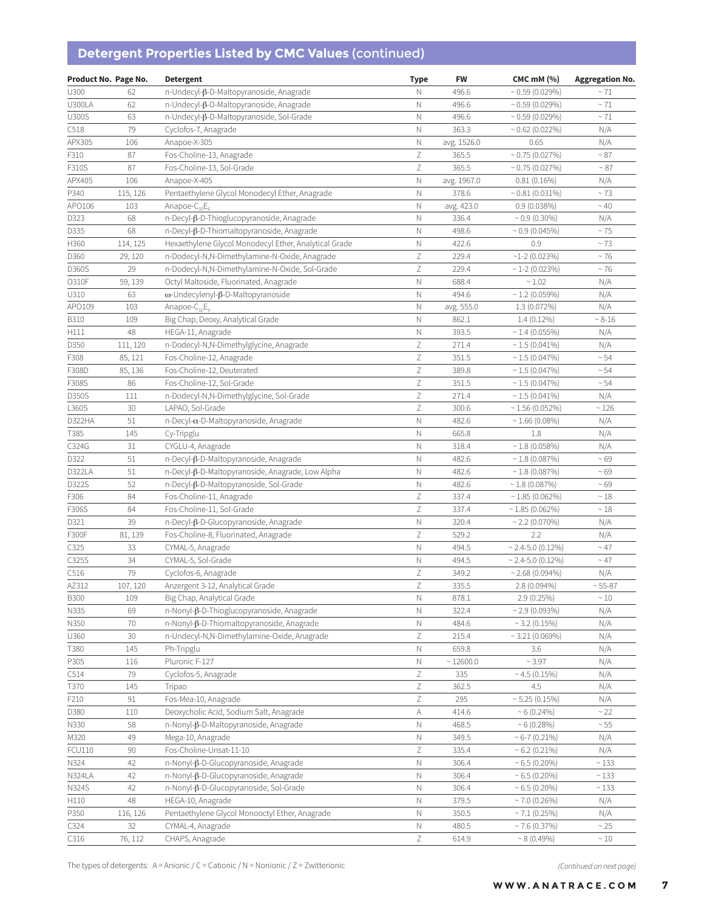## Detergent Properties Listed by CMC Values (continued)

| Product No. | Page No. | Detergent | Type | FW | CMC mM (%) | Aggregation No. |
|---|---|---|---|---|---|---|
| U300 | 62 | n-Undecyl-β-D-Maltopyranoside, Anagrade | N | 496.6 | ~ 0.59 (0.029%) | ~ 71 |
| U300LA | 62 | n-Undecyl-β-D-Maltopyranoside, Anagrade | N | 496.6 | ~ 0.59 (0.029%) | ~ 71 |
| U300S | 63 | n-Undecyl-β-D-Maltopyranoside, Sol-Grade | N | 496.6 | ~ 0.59 (0.029%) | ~ 71 |
| C518 | 79 | Cyclofos-7, Anagrade | N | 363.3 | ~ 0.62 (0.022%) | N/A |
| APX305 | 106 | Anapoe-X-305 | N | avg. 1526.0 | 0.65 | N/A |
| F310 | 87 | Fos-Choline-13, Anagrade | Z | 365.5 | ~ 0.75 (0.027%) | ~ 87 |
| F310S | 87 | Fos-Choline-13, Sol-Grade | Z | 365.5 | ~ 0.75 (0.027%) | ~ 87 |
| APX405 | 106 | Anapoe-X-405 | N | avg. 1967.0 | 0.81 (0.16%) | N/A |
| P340 | 115, 126 | Pentaethylene Glycol Monodecyl Ether, Anagrade | N | 378.6 | ~ 0.81 (0.031%) | ~ 73 |
| APO106 | 103 | Anapoe-$C_{10}E_6$ | N | avg. 423.0 | 0.9 (0.038%) | ~ 40 |
| D323 | 68 | n-Decyl-β-D-Thioglucopyranoside, Anagrade | N | 336.4 | ~ 0.9 (0.30%) | N/A |
| D335 | 68 | n-Decyl-β-D-Thiomaltopyranoside, Anagrade | N | 498.6 | ~ 0.9 (0.045%) | ~ 75 |
| H360 | 114, 125 | Hexaethylene Glycol Monodecyl Ether, Analytical Grade | N | 422.6 | 0.9 | ~ 73 |
| D360 | 29, 120 | n-Dodecyl-N,N-Dimethylamine-N-Oxide, Anagrade | Z | 229.4 | ~1-2 (0.023%) | ~ 76 |
| D360S | 29 | n-Dodecyl-N,N-Dimethylamine-N-Oxide, Sol-Grade | Z | 229.4 | ~ 1-2 (0.023%) | ~ 76 |
| O310F | 59, 139 | Octyl Maltoside, Fluorinated, Anagrade | N | 688.4 | ~ 1.02 | N/A |
| U310 | 63 | ω-Undecylenyl-β-D-Maltopyranoside | N | 494.6 | ~ 1.2 (0.059%) | N/A |
| APO109 | 103 | Anapoe-$C_{10}E_9$ | N | avg. 555.0 | 1.3 (0.072%) | N/A |
| B310 | 109 | Big Chap, Deoxy, Analytical Grade | N | 862.1 | 1.4 (0.12%) | ~ 8-16 |
| H111 | 48 | HEGA-11, Anagrade | N | 393.5 | ~ 1.4 (0.055%) | N/A |
| D350 | 111, 120 | n-Dodecyl-N,N-Dimethylglycine, Anagrade | Z | 271.4 | ~ 1.5 (0.041%) | N/A |
| F308 | 85, 121 | Fos-Choline-12, Anagrade | Z | 351.5 | ~ 1.5 (0.047%) | ~ 54 |
| F308D | 85, 136 | Fos-Choline-12, Deuterated | Z | 389.8 | ~ 1.5 (0.047%) | ~ 54 |
| F308S | 86 | Fos-Choline-12, Sol-Grade | Z | 351.5 | ~ 1.5 (0.047%) | ~ 54 |
| D350S | 111 | n-Dodecyl-N,N-Dimethylglycine, Sol-Grade | Z | 271.4 | ~ 1.5 (0.041%) | N/A |
| L360S | 30 | LAPAO, Sol-Grade | Z | 300.6 | ~ 1.56 (0.052%) | ~ 126 |
| D322HA | 51 | n-Decyl-α-D-Maltopyranoside, Anagrade | N | 482.6 | ~ 1.66 (0.08%) | N/A |
| T385 | 145 | Cy-Tripglu | N | 665.8 | 1.8 | N/A |
| C324G | 31 | CYGLU-4, Anagrade | N | 318.4 | ~ 1.8 (0.058%) | N/A |
| D322 | 51 | n-Decyl-β-D-Maltopyranoside, Anagrade | N | 482.6 | ~ 1.8 (0.087%) | ~ 69 |
| D322LA | 51 | n-Decyl-β-D-Maltopyranoside, Anagrade, Low Alpha | N | 482.6 | ~ 1.8 (0.087%) | ~ 69 |
| D322S | 52 | n-Decyl-β-D-Maltopyranoside, Sol-Grade | N | 482.6 | ~ 1.8 (0.087%) | ~ 69 |
| F306 | 84 | Fos-Choline-11, Anagrade | Z | 337.4 | ~ 1.85 (0.062%) | ~ 18 |
| F306S | 84 | Fos-Choline-11, Sol-Grade | Z | 337.4 | ~ 1.85 (0.062%) | ~ 18 |
| D321 | 39 | n-Decyl-β-D-Glucopyranoside, Anagrade | N | 320.4 | ~ 2.2 (0.070%) | N/A |
| F300F | 81, 139 | Fos-Choline-8, Fluorinated, Anagrade | Z | 529.2 | 2.2 | N/A |
| C325 | 33 | CYMAL-5, Anagrade | N | 494.5 | ~ 2.4-5.0 (0.12%) | ~ 47 |
| C325S | 34 | CYMAL-5, Sol-Grade | N | 494.5 | ~ 2.4-5.0 (0.12%) | ~ 47 |
| C516 | 79 | Cyclofos-6, Anagrade | Z | 349.2 | ~ 2.68 (0.094%) | N/A |
| AZ312 | 107, 120 | Anzergent 3-12, Analytical Grade | Z | 335.5 | 2.8 (0.094%) | ~ 55-87 |
| B300 | 109 | Big Chap, Analytical Grade | N | 878.1 | 2.9 (0.25%) | ~ 10 |
| N335 | 69 | n-Nonyl-β-D-Thioglucopyranoside, Anagrade | N | 322.4 | ~ 2.9 (0.093%) | N/A |
| N350 | 70 | n-Nonyl-β-D-Thiomaltopyranoside, Anagrade | N | 484.6 | ~ 3.2 (0.15%) | N/A |
| U360 | 30 | n-Undecyl-N,N-Dimethylamine-Oxide, Anagrade | Z | 215.4 | ~ 3.21 (0.069%) | N/A |
| T380 | 145 | Ph-Tripglu | N | 659.8 | 3.6 | N/A |
| P305 | 116 | Pluronic F-127 | N | ~ 12600.0 | ~ 3.97 | N/A |
| C514 | 79 | Cyclofos-5, Anagrade | Z | 335 | ~ 4.5 (0.15%) | N/A |
| T370 | 145 | Tripao | Z | 362.5 | 4.5 | N/A |
| F210 | 91 | Fos-Mea-10, Anagrade | Z | 295 | ~ 5.25 (0.15%) | N/A |
| D380 | 110 | Deoxycholic Acid, Sodium Salt, Anagrade | A | 414.6 | ~ 6 (0.24%) | ~ 22 |
| N330 | 58 | n-Nonyl-β-D-Maltopyranoside, Anagrade | N | 468.5 | ~ 6 (0.28%) | ~ 55 |
| M320 | 49 | Mega-10, Anagrade | N | 349.5 | ~ 6-7 (0.21%) | N/A |
| FCU110 | 90 | Fos-Choline-Unsat-11-10 | Z | 335.4 | ~ 6.2 (0.21%) | N/A |
| N324 | 42 | n-Nonyl-β-D-Glucopyranoside, Anagrade | N | 306.4 | ~ 6.5 (0.20%) | ~ 133 |
| N324LA | 42 | n-Nonyl-β-D-Glucopyranoside, Anagrade | N | 306.4 | ~ 6.5 (0.20%) | ~ 133 |
| N324S | 42 | n-Nonyl-β-D-Glucopyranoside, Sol-Grade | N | 306.4 | ~ 6.5 (0.20%) | ~ 133 |
| H110 | 48 | HEGA-10, Anagrade | N | 379.5 | ~ 7.0 (0.26%) | N/A |
| P350 | 116, 126 | Pentaethylene Glycol Monooctyl Ether, Anagrade | N | 350.5 | ~ 7.1 (0.25%) | N/A |
| C324 | 32 | CYMAL-4, Anagrade | N | 480.5 | ~ 7.6 (0.37%) | ~ 25 |
| C316 | 76, 112 | CHAPS, Anagrade | Z | 614.9 | ~ 8 (0.49%) | ~ 10 |

The types of detergents: A = Anionic / C = Cationic / N = Nonionic / Z = Zwitterionic

*(Continued on next page)*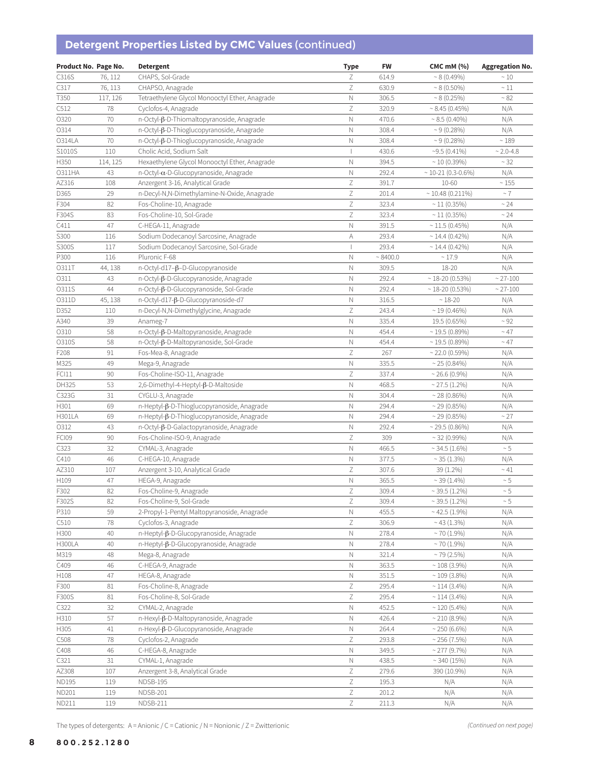## Detergent Properties Listed by CMC Values (continued)

| Product No. | Page No. | Detergent | Type | FW | CMC mM (%) | Aggregation No. |
|---|---|---|---|---|---|---|
| C316S | 76, 112 | CHAPS, Sol-Grade | Z | 614.9 | ~ 8 (0.49%) | ~ 10 |
| C317 | 76, 113 | CHAPSO, Anagrade | Z | 630.9 | ~ 8 (0.50%) | ~ 11 |
| T350 | 117, 126 | Tetraethylene Glycol Monooctyl Ether, Anagrade | N | 306.5 | ~ 8 (0.25%) | ~ 82 |
| C512 | 78 | Cyclofos-4, Anagrade | Z | 320.9 | ~ 8.45 (0.45%) | N/A |
| O320 | 70 | n-Octyl-β-D-Thiomaltopyranoside, Anagrade | N | 470.6 | ~ 8.5 (0.40%) | N/A |
| O314 | 70 | n-Octyl-β-D-Thioglucopyranoside, Anagrade | N | 308.4 | ~ 9 (0.28%) | N/A |
| O314LA | 70 | n-Octyl-β-D-Thioglucopyranoside, Anagrade | N | 308.4 | ~ 9 (0.28%) | ~ 189 |
| S1010S | 110 | Cholic Acid, Sodium Salt | I | 430.6 | ~9.5 (0.41%) | ~ 2.0-4.8 |
| H350 | 114, 125 | Hexaethylene Glycol Monooctyl Ether, Anagrade | N | 394.5 | ~ 10 (0.39%) | ~ 32 |
| O311HA | 43 | n-Octyl-α-D-Glucopyranoside, Anagrade | N | 292.4 | ~ 10-21 (0.3-0.6%) | N/A |
| AZ316 | 108 | Anzergent 3-16, Analytical Grade | Z | 391.7 | 10-60 | ~ 155 |
| D365 | 29 | n-Decyl-N,N-Dimethylamine-N-Oxide, Anagrade | Z | 201.4 | ~ 10.48 (0.211%) | ~ 7 |
| F304 | 82 | Fos-Choline-10, Anagrade | Z | 323.4 | ~ 11 (0.35%) | ~ 24 |
| F304S | 83 | Fos-Choline-10, Sol-Grade | Z | 323.4 | ~ 11 (0.35%) | ~ 24 |
| C411 | 47 | C-HEGA-11, Anagrade | N | 391.5 | ~ 11.5 (0.45%) | N/A |
| S300 | 116 | Sodium Dodecanoyl Sarcosine, Anagrade | A | 293.4 | ~ 14.4 (0.42%) | N/A |
| S300S | 117 | Sodium Dodecanoyl Sarcosine, Sol-Grade | I | 293.4 | ~ 14.4 (0.42%) | N/A |
| P300 | 116 | Pluronic F-68 | N | ~ 8400.0 | ~ 17.9 | N/A |
| O311T | 44, 138 | n-Octyl-d17–β–D-Glucopyranoside | N | 309.5 | 18-20 | N/A |
| O311 | 43 | n-Octyl-β-D-Glucopyranoside, Anagrade | N | 292.4 | ~ 18-20 (0.53%) | ~ 27-100 |
| O311S | 44 | n-Octyl-β-D-Glucopyranoside, Sol-Grade | N | 292.4 | ~ 18-20 (0.53%) | ~ 27-100 |
| O311D | 45, 138 | n-Octyl-d17-β-D-Glucopyranoside-d7 | N | 316.5 | ~ 18-20 | N/A |
| D352 | 110 | n-Decyl-N,N-Dimethylglycine, Anagrade | Z | 243.4 | ~ 19 (0.46%) | N/A |
| A340 | 39 | Anameg-7 | N | 335.4 | 19.5 (0.65%) | ~ 92 |
| O310 | 58 | n-Octyl-β-D-Maltopyranoside, Anagrade | N | 454.4 | ~ 19.5 (0.89%) | ~ 47 |
| O310S | 58 | n-Octyl-β-D-Maltopyranoside, Sol-Grade | N | 454.4 | ~ 19.5 (0.89%) | ~ 47 |
| F208 | 91 | Fos-Mea-8, Anagrade | Z | 267 | ~ 22.0 (0.59%) | N/A |
| M325 | 49 | Mega-9, Anagrade | N | 335.5 | ~ 25 (0.84%) | N/A |
| FCI11 | 90 | Fos-Choline-ISO-11, Anagrade | Z | 337.4 | ~ 26.6 (0.9%) | N/A |
| DH325 | 53 | 2,6-Dimethyl-4-Heptyl-β-D-Maltoside | N | 468.5 | ~ 27.5 (1.2%) | N/A |
| C323G | 31 | CYGLU-3, Anagrade | N | 304.4 | ~ 28 (0.86%) | N/A |
| H301 | 69 | n-Heptyl-β-D-Thioglucopyranoside, Anagrade | N | 294.4 | ~ 29 (0.85%) | N/A |
| H301LA | 69 | n-Heptyl-β-D-Thioglucopyranoside, Anagrade | N | 294.4 | ~ 29 (0.85%) | ~ 27 |
| O312 | 43 | n-Octyl-β-D-Galactopyranoside, Anagrade | N | 292.4 | ~ 29.5 (0.86%) | N/A |
| FCI09 | 90 | Fos-Choline-ISO-9, Anagrade | Z | 309 | ~ 32 (0.99%) | N/A |
| C323 | 32 | CYMAL-3, Anagrade | N | 466.5 | ~ 34.5 (1.6%) | ~ 5 |
| C410 | 46 | C-HEGA-10, Anagrade | N | 377.5 | ~ 35 (1.3%) | N/A |
| AZ310 | 107 | Anzergent 3-10, Analytical Grade | Z | 307.6 | 39 (1.2%) | ~ 41 |
| H109 | 47 | HEGA-9, Anagrade | N | 365.5 | ~ 39 (1.4%) | ~ 5 |
| F302 | 82 | Fos-Choline-9, Anagrade | Z | 309.4 | ~ 39.5 (1.2%) | ~ 5 |
| F302S | 82 | Fos-Choline-9, Sol-Grade | Z | 309.4 | ~ 39.5 (1.2%) | ~ 5 |
| P310 | 59 | 2-Propyl-1-Pentyl Maltopyranoside, Anagrade | N | 455.5 | ~ 42.5 (1.9%) | N/A |
| C510 | 78 | Cyclofos-3, Anagrade | Z | 306.9 | ~ 43 (1.3%) | N/A |
| H300 | 40 | n-Heptyl-β-D-Glucopyranoside, Anagrade | N | 278.4 | ~ 70 (1.9%) | N/A |
| H300LA | 40 | n-Heptyl-β-D-Glucopyranoside, Anagrade | N | 278.4 | ~ 70 (1.9%) | N/A |
| M319 | 48 | Mega-8, Anagrade | N | 321.4 | ~ 79 (2.5%) | N/A |
| C409 | 46 | C-HEGA-9, Anagrade | N | 363.5 | ~ 108 (3.9%) | N/A |
| H108 | 47 | HEGA-8, Anagrade | N | 351.5 | ~ 109 (3.8%) | N/A |
| F300 | 81 | Fos-Choline-8, Anagrade | Z | 295.4 | ~ 114 (3.4%) | N/A |
| F300S | 81 | Fos-Choline-8, Sol-Grade | Z | 295.4 | ~ 114 (3.4%) | N/A |
| C322 | 32 | CYMAL-2, Anagrade | N | 452.5 | ~ 120 (5.4%) | N/A |
| H310 | 57 | n-Hexyl-β-D-Maltopyranoside, Anagrade | N | 426.4 | ~ 210 (8.9%) | N/A |
| H305 | 41 | n-Hexyl-β-D-Glucopyranoside, Anagrade | N | 264.4 | ~ 250 (6.6%) | N/A |
| C508 | 78 | Cyclofos-2, Anagrade | Z | 293.8 | ~ 256 (7.5%) | N/A |
| C408 | 46 | C-HEGA-8, Anagrade | N | 349.5 | ~ 277 (9.7%) | N/A |
| C321 | 31 | CYMAL-1, Anagrade | N | 438.5 | ~ 340 (15%) | N/A |
| AZ308 | 107 | Anzergent 3-8, Analytical Grade | Z | 279.6 | 390 (10.9%) | N/A |
| ND195 | 119 | NDSB-195 | Z | 195.3 | N/A | N/A |
| ND201 | 119 | NDSB-201 | Z | 201.2 | N/A | N/A |
| ND211 | 119 | NDSB-211 | Z | 211.3 | N/A | N/A |

The types of detergents: A = Anionic / C = Cationic / N = Nonionic / Z = Zwitterionic

*(Continued on next page)*

800.252.1280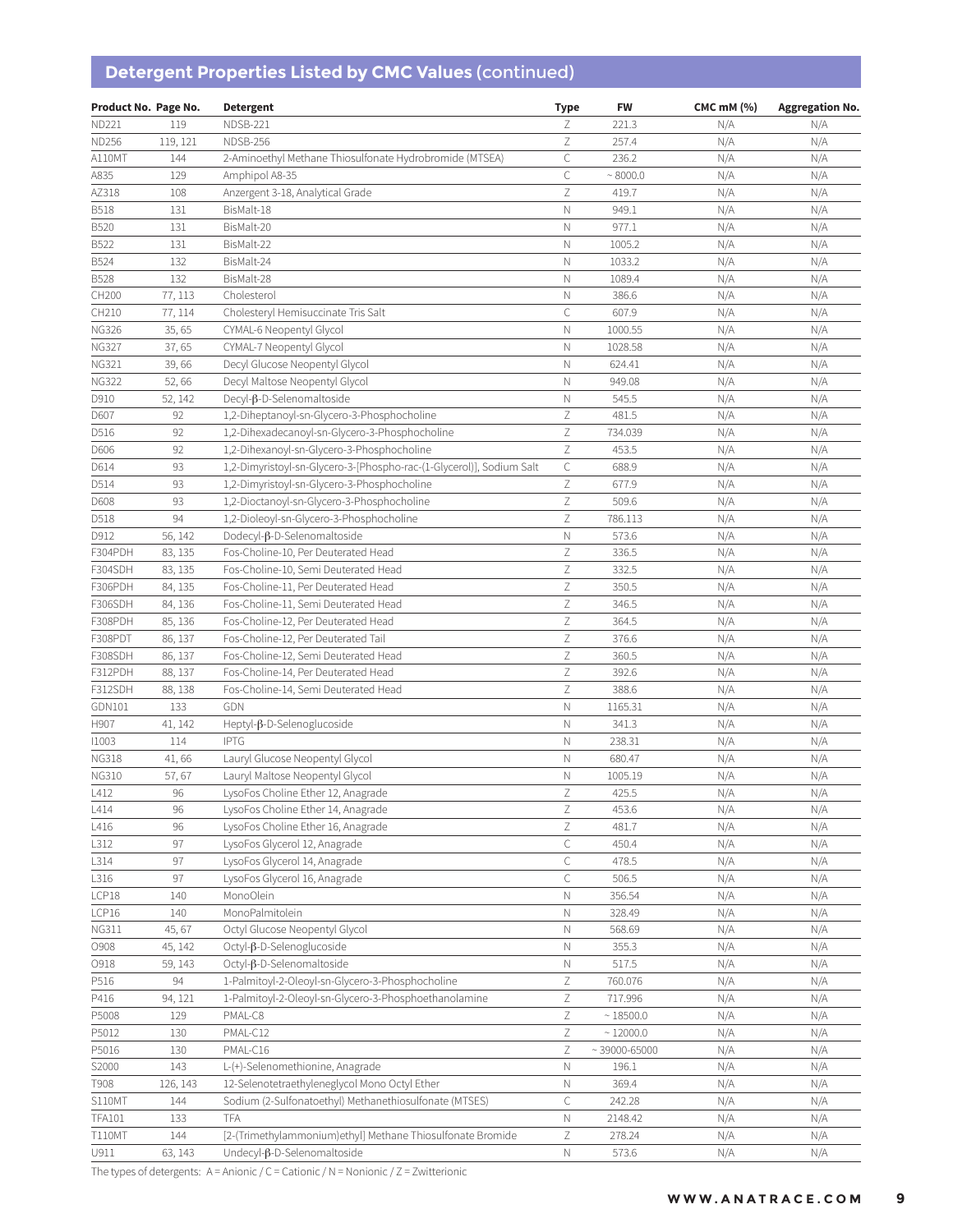## Detergent Properties Listed by CMC Values (continued)

| Product No. | Page No. | Detergent | Type | FW | CMC mM (%) | Aggregation No. |
|---|---|---|---|---|---|---|
| ND221 | 119 | NDSB-221 | Z | 221.3 | N/A | N/A |
| ND256 | 119, 121 | NDSB-256 | Z | 257.4 | N/A | N/A |
| A110MT | 144 | 2-Aminoethyl Methane Thiosulfonate Hydrobromide (MTSEA) | C | 236.2 | N/A | N/A |
| A835 | 129 | Amphipol A8-35 | C | ~ 8000.0 | N/A | N/A |
| AZ318 | 108 | Anzergent 3-18, Analytical Grade | Z | 419.7 | N/A | N/A |
| B518 | 131 | BisMalt-18 | N | 949.1 | N/A | N/A |
| B520 | 131 | BisMalt-20 | N | 977.1 | N/A | N/A |
| B522 | 131 | BisMalt-22 | N | 1005.2 | N/A | N/A |
| B524 | 132 | BisMalt-24 | N | 1033.2 | N/A | N/A |
| B528 | 132 | BisMalt-28 | N | 1089.4 | N/A | N/A |
| CH200 | 77, 113 | Cholesterol | N | 386.6 | N/A | N/A |
| CH210 | 77, 114 | Cholesteryl Hemisuccinate Tris Salt | C | 607.9 | N/A | N/A |
| NG326 | 35, 65 | CYMAL-6 Neopentyl Glycol | N | 1000.55 | N/A | N/A |
| NG327 | 37, 65 | CYMAL-7 Neopentyl Glycol | N | 1028.58 | N/A | N/A |
| NG321 | 39, 66 | Decyl Glucose Neopentyl Glycol | N | 624.41 | N/A | N/A |
| NG322 | 52, 66 | Decyl Maltose Neopentyl Glycol | N | 949.08 | N/A | N/A |
| D910 | 52, 142 | Decyl-β-D-Selenomaltoside | N | 545.5 | N/A | N/A |
| D607 | 92 | 1,2-Diheptanoyl-sn-Glycero-3-Phosphocholine | Z | 481.5 | N/A | N/A |
| D516 | 92 | 1,2-Dihexadecanoyl-sn-Glycero-3-Phosphocholine | Z | 734.039 | N/A | N/A |
| D606 | 92 | 1,2-Dihexanoyl-sn-Glycero-3-Phosphocholine | Z | 453.5 | N/A | N/A |
| D614 | 93 | 1,2-Dimyristoyl-sn-Glycero-3-[Phospho-rac-(1-Glycerol)], Sodium Salt | C | 688.9 | N/A | N/A |
| D514 | 93 | 1,2-Dimyristoyl-sn-Glycero-3-Phosphocholine | Z | 677.9 | N/A | N/A |
| D608 | 93 | 1,2-Dioctanoyl-sn-Glycero-3-Phosphocholine | Z | 509.6 | N/A | N/A |
| D518 | 94 | 1,2-Dioleoyl-sn-Glycero-3-Phosphocholine | Z | 786.113 | N/A | N/A |
| D912 | 56, 142 | Dodecyl-β-D-Selenomaltoside | N | 573.6 | N/A | N/A |
| F304PDH | 83, 135 | Fos-Choline-10, Per Deuterated Head | Z | 336.5 | N/A | N/A |
| F304SDH | 83, 135 | Fos-Choline-10, Semi Deuterated Head | Z | 332.5 | N/A | N/A |
| F306PDH | 84, 135 | Fos-Choline-11, Per Deuterated Head | Z | 350.5 | N/A | N/A |
| F306SDH | 84, 136 | Fos-Choline-11, Semi Deuterated Head | Z | 346.5 | N/A | N/A |
| F308PDH | 85, 136 | Fos-Choline-12, Per Deuterated Head | Z | 364.5 | N/A | N/A |
| F308PDT | 86, 137 | Fos-Choline-12, Per Deuterated Tail | Z | 376.6 | N/A | N/A |
| F308SDH | 86, 137 | Fos-Choline-12, Semi Deuterated Head | Z | 360.5 | N/A | N/A |
| F312PDH | 88, 137 | Fos-Choline-14, Per Deuterated Head | Z | 392.6 | N/A | N/A |
| F312SDH | 88, 138 | Fos-Choline-14, Semi Deuterated Head | Z | 388.6 | N/A | N/A |
| GDN101 | 133 | GDN | N | 1165.31 | N/A | N/A |
| H907 | 41, 142 | Heptyl-β-D-Selenoglucoside | N | 341.3 | N/A | N/A |
| I1003 | 114 | IPTG | N | 238.31 | N/A | N/A |
| NG318 | 41, 66 | Lauryl Glucose Neopentyl Glycol | N | 680.47 | N/A | N/A |
| NG310 | 57, 67 | Lauryl Maltose Neopentyl Glycol | N | 1005.19 | N/A | N/A |
| L412 | 96 | LysoFos Choline Ether 12, Anagrade | Z | 425.5 | N/A | N/A |
| L414 | 96 | LysoFos Choline Ether 14, Anagrade | Z | 453.6 | N/A | N/A |
| L416 | 96 | LysoFos Choline Ether 16, Anagrade | Z | 481.7 | N/A | N/A |
| L312 | 97 | LysoFos Glycerol 12, Anagrade | C | 450.4 | N/A | N/A |
| L314 | 97 | LysoFos Glycerol 14, Anagrade | C | 478.5 | N/A | N/A |
| L316 | 97 | LysoFos Glycerol 16, Anagrade | C | 506.5 | N/A | N/A |
| LCP18 | 140 | MonoOlein | N | 356.54 | N/A | N/A |
| LCP16 | 140 | MonoPalmitolein | N | 328.49 | N/A | N/A |
| NG311 | 45, 67 | Octyl Glucose Neopentyl Glycol | N | 568.69 | N/A | N/A |
| O908 | 45, 142 | Octyl-β-D-Selenoglucoside | N | 355.3 | N/A | N/A |
| O918 | 59, 143 | Octyl-β-D-Selenomaltoside | N | 517.5 | N/A | N/A |
| P516 | 94 | 1-Palmitoyl-2-Oleoyl-sn-Glycero-3-Phosphocholine | Z | 760.076 | N/A | N/A |
| P416 | 94, 121 | 1-Palmitoyl-2-Oleoyl-sn-Glycero-3-Phosphoethanolamine | Z | 717.996 | N/A | N/A |
| P5008 | 129 | PMAL-C8 | Z | ~ 18500.0 | N/A | N/A |
| P5012 | 130 | PMAL-C12 | Z | ~ 12000.0 | N/A | N/A |
| P5016 | 130 | PMAL-C16 | Z | ~ 39000-65000 | N/A | N/A |
| S2000 | 143 | L-(+)-Selenomethionine, Anagrade | N | 196.1 | N/A | N/A |
| T908 | 126, 143 | 12-Selenotetraethyleneglycol Mono Octyl Ether | N | 369.4 | N/A | N/A |
| S110MT | 144 | Sodium (2-Sulfonatoethyl) Methanethiosulfonate (MTSES) | C | 242.28 | N/A | N/A |
| TFA101 | 133 | TFA | N | 2148.42 | N/A | N/A |
| T110MT | 144 | [2-(Trimethylammonium)ethyl] Methane Thiosulfonate Bromide | Z | 278.24 | N/A | N/A |
| U911 | 63, 143 | Undecyl-β-D-Selenomaltoside | N | 573.6 | N/A | N/A |

The types of detergents: A = Anionic / C = Cationic / N = Nonionic / Z = Zwitterionic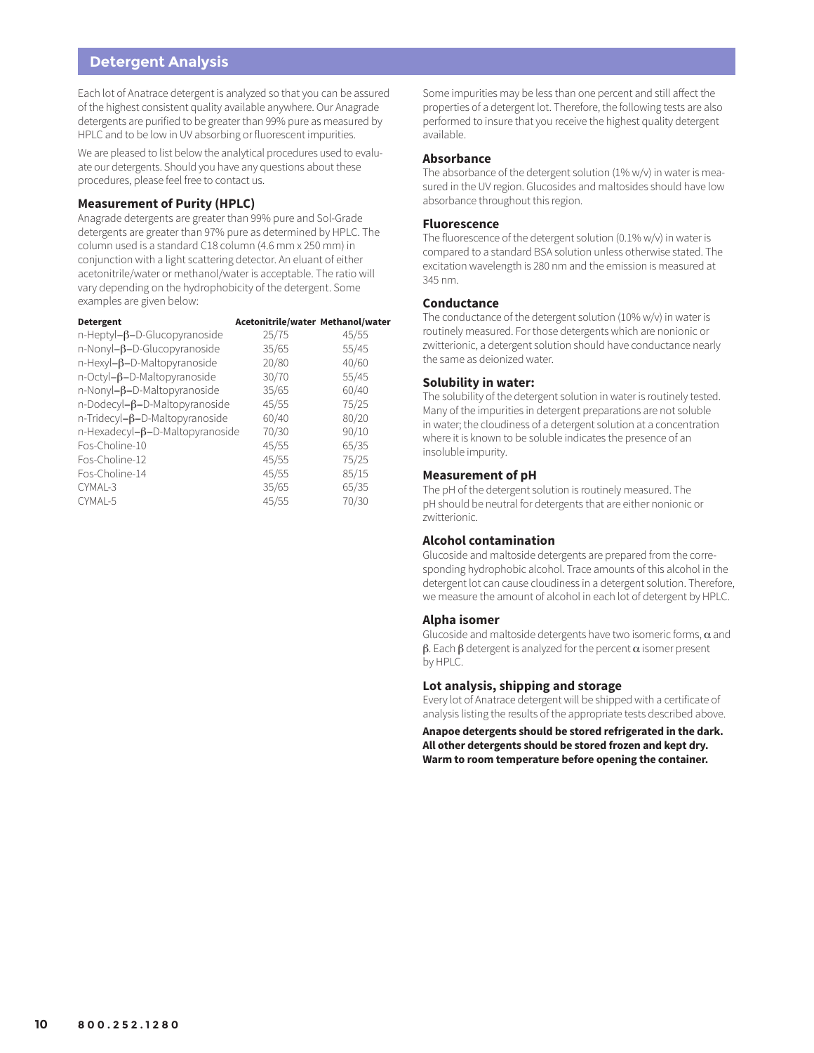## Detergent Analysis

Each lot of Anatrace detergent is analyzed so that you can be assured of the highest consistent quality available anywhere. Our Anagrade detergents are purified to be greater than 99% pure as measured by HPLC and to be low in UV absorbing or fluorescent impurities.

We are pleased to list below the analytical procedures used to evaluate our detergents. Should you have any questions about these procedures, please feel free to contact us.

### Measurement of Purity (HPLC)

Anagrade detergents are greater than 99% pure and Sol-Grade detergents are greater than 97% pure as determined by HPLC. The column used is a standard C18 column (4.6 mm x 250 mm) in conjunction with a light scattering detector. An eluant of either acetonitrile/water or methanol/water is acceptable. The ratio will vary depending on the hydrophobicity of the detergent. Some examples are given below:

| Detergent | Acetonitrile/water | Methanol/water |
|---|---|---|
| n-Heptyl-β-D-Glucopyranoside | 25/75 | 45/55 |
| n-Nonyl-β-D-Glucopyranoside | 35/65 | 55/45 |
| n-Hexyl-β-D-Maltopyranoside | 20/80 | 40/60 |
| n-Octyl-β-D-Maltopyranoside | 30/70 | 55/45 |
| n-Nonyl-β-D-Maltopyranoside | 35/65 | 60/40 |
| n-Dodecyl-β-D-Maltopyranoside | 45/55 | 75/25 |
| n-Tridecyl-β-D-Maltopyranoside | 60/40 | 80/20 |
| n-Hexadecyl-β-D-Maltopyranoside | 70/30 | 90/10 |
| Fos-Choline-10 | 45/55 | 65/35 |
| Fos-Choline-12 | 45/55 | 75/25 |
| Fos-Choline-14 | 45/55 | 85/15 |
| CYMAL-3 | 35/65 | 65/35 |
| CYMAL-5 | 45/55 | 70/30 |

Some impurities may be less than one percent and still affect the properties of a detergent lot. Therefore, the following tests are also performed to insure that you receive the highest quality detergent available.

### Absorbance

The absorbance of the detergent solution (1% w/v) in water is measured in the UV region. Glucosides and maltosides should have low absorbance throughout this region.

### Fluorescence

The fluorescence of the detergent solution (0.1% w/v) in water is compared to a standard BSA solution unless otherwise stated. The excitation wavelength is 280 nm and the emission is measured at 345 nm.

### Conductance

The conductance of the detergent solution (10% w/v) in water is routinely measured. For those detergents which are nonionic or zwitterionic, a detergent solution should have conductance nearly the same as deionized water.

### Solubility in water:

The solubility of the detergent solution in water is routinely tested. Many of the impurities in detergent preparations are not soluble in water; the cloudiness of a detergent solution at a concentration where it is known to be soluble indicates the presence of an insoluble impurity.

### Measurement of pH

The pH of the detergent solution is routinely measured. The pH should be neutral for detergents that are either nonionic or zwitterionic.

### Alcohol contamination

Glucoside and maltoside detergents are prepared from the corresponding hydrophobic alcohol. Trace amounts of this alcohol in the detergent lot can cause cloudiness in a detergent solution. Therefore, we measure the amount of alcohol in each lot of detergent by HPLC.

### Alpha isomer

Glucoside and maltoside detergents have two isomeric forms, $\alpha$ and $\beta$. Each $\beta$ detergent is analyzed for the percent $\alpha$ isomer present by HPLC.

### Lot analysis, shipping and storage

Every lot of Anatrace detergent will be shipped with a certificate of analysis listing the results of the appropriate tests described above.

**Anapoe detergents should be stored refrigerated in the dark. All other detergents should be stored frozen and kept dry. Warm to room temperature before opening the container.**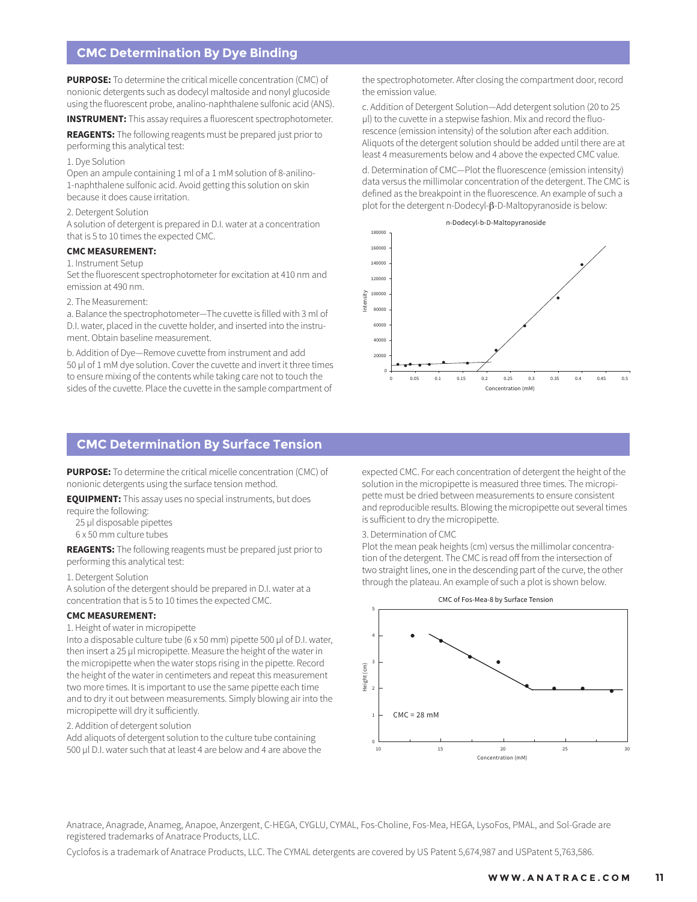## CMC Determination By Dye Binding

**PURPOSE:** To determine the critical micelle concentration (CMC) of nonionic detergents such as dodecyl maltoside and nonyl glucoside using the fluorescent probe, analino-naphthalene sulfonic acid (ANS).

**INSTRUMENT:** This assay requires a fluorescent spectrophotometer.

**REAGENTS:** The following reagents must be prepared just prior to performing this analytical test:

1. Dye Solution
Open an ampule containing 1 ml of a 1 mM solution of 8-anilino-1-naphthalene sulfonic acid. Avoid getting this solution on skin because it does cause irritation.

2. Detergent Solution
A solution of detergent is prepared in D.I. water at a concentration that is 5 to 10 times the expected CMC.

**CMC MEASUREMENT:**

1. Instrument Setup
Set the fluorescent spectrophotometer for excitation at 410 nm and emission at 490 nm.

2. The Measurement:

a. Balance the spectrophotometer—The cuvette is filled with 3 ml of D.I. water, placed in the cuvette holder, and inserted into the instrument. Obtain baseline measurement.

b. Addition of Dye—Remove cuvette from instrument and add 50 µl of 1 mM dye solution. Cover the cuvette and invert it three times to ensure mixing of the contents while taking care not to touch the sides of the cuvette. Place the cuvette in the sample compartment of the spectrophotometer. After closing the compartment door, record the emission value.

c. Addition of Detergent Solution—Add detergent solution (20 to 25 µl) to the cuvette in a stepwise fashion. Mix and record the fluorescence (emission intensity) of the solution after each addition. Aliquots of the detergent solution should be added until there are at least 4 measurements below and 4 above the expected CMC value.

d. Determination of CMC—Plot the fluorescence (emission intensity) data versus the millimolar concentration of the detergent. The CMC is defined as the breakpoint in the fluorescence. An example of such a plot for the detergent n-Dodecyl-β-D-Maltopyranoside is below:

## CMC Determination By Surface Tension

**PURPOSE:** To determine the critical micelle concentration (CMC) of nonionic detergents using the surface tension method.

**EQUIPMENT:** This assay uses no special instruments, but does require the following:

- 25 µl disposable pipettes
- 6 x 50 mm culture tubes

**REAGENTS:** The following reagents must be prepared just prior to performing this analytical test:

1. Detergent Solution
A solution of the detergent should be prepared in D.I. water at a concentration that is 5 to 10 times the expected CMC.

**CMC MEASUREMENT:**

1. Height of water in micropipette
Into a disposable culture tube (6 x 50 mm) pipette 500 µl of D.I. water, then insert a 25 µl micropipette. Measure the height of the water in the micropipette when the water stops rising in the pipette. Record the height of the water in centimeters and repeat this measurement two more times. It is important to use the same pipette each time and to dry it out between measurements. Simply blowing air into the micropipette will dry it sufficiently.

2. Addition of detergent solution
Add aliquots of detergent solution to the culture tube containing 500 µl D.I. water such that at least 4 are below and 4 are above the expected CMC. For each concentration of detergent the height of the solution in the micropipette is measured three times. The micropipette must be dried between measurements to ensure consistent and reproducible results. Blowing the micropipette out several times is sufficient to dry the micropipette.

3. Determination of CMC
Plot the mean peak heights (cm) versus the millimolar concentration of the detergent. The CMC is read off from the intersection of two straight lines, one in the descending part of the curve, the other through the plateau. An example of such a plot is shown below.

Anatrace, Anagrade, Anameg, Anapoe, Anzergent, C-HEGA, CYGLU, CYMAL, Fos-Choline, Fos-Mea, HEGA, LysoFos, PMAL, and Sol-Grade are registered trademarks of Anatrace Products, LLC.

Cyclofos is a trademark of Anatrace Products, LLC. The CYMAL detergents are covered by US Patent 5,674,987 and USPatent 5,763,586.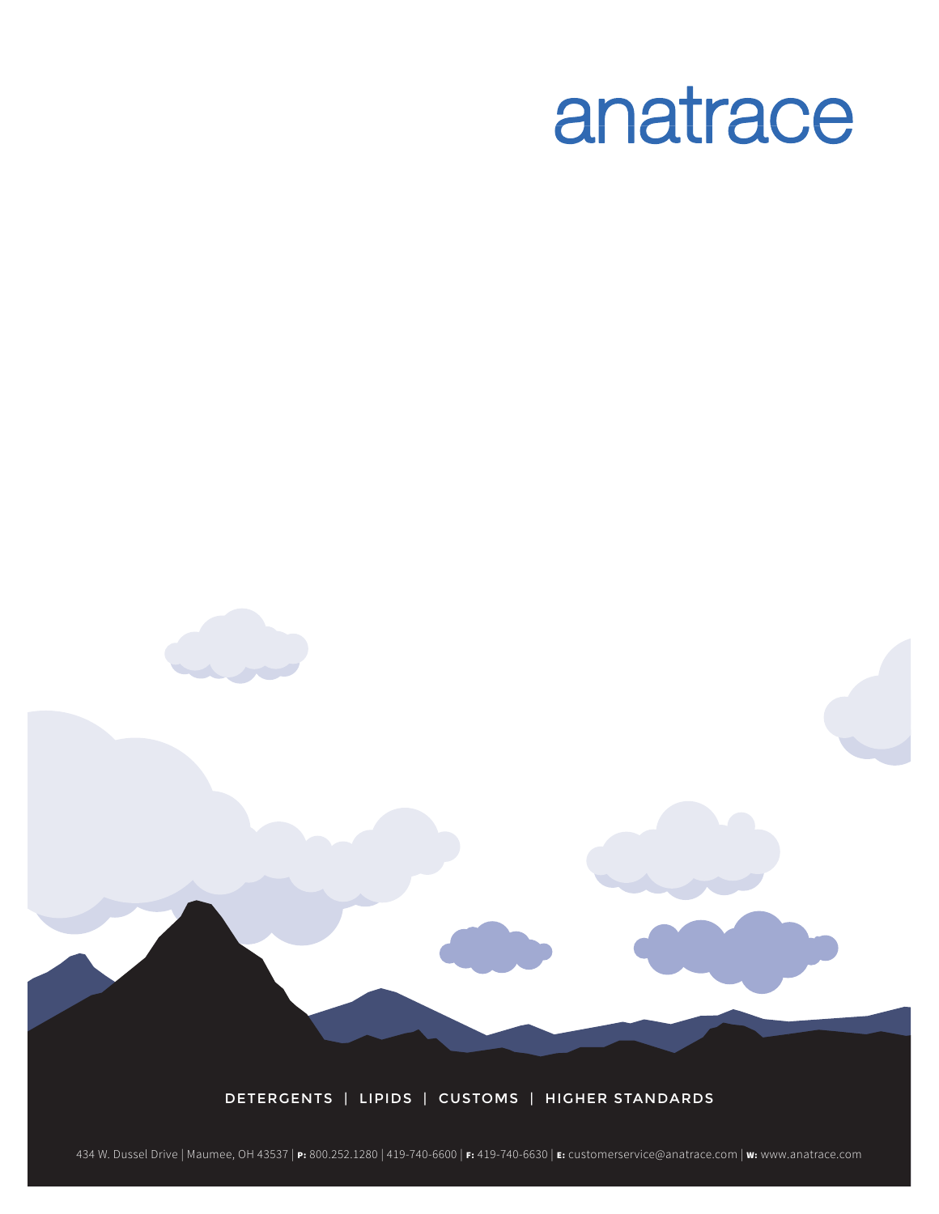anatrace

DETERGENTS | LIPIDS | CUSTOMS | HIGHER STANDARDS

434 W. Dussel Drive | Maumee, OH 43537 | **P:** 800.252.1280 | 419-740-6600 | **F:** 419-740-6630 | **E:** customerservice@anatrace.com | **W:** www.anatrace.com